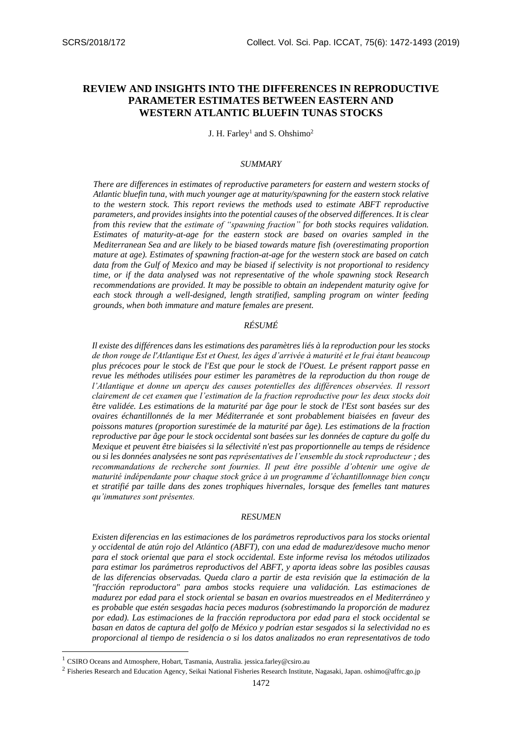# REVIEW AND INSIGHTS INTO THE DIFFERENCES IN REPRODUCTIVE PARAMETER ESTIMATES BETWEEN EASTERN AND WESTERN ATLANTIC BLUEFIN TUNAS STOCKS

J. H. Farley[1] and S. Ohshimo[2]

## *SUMMARY*

*There are differences in estimates of reproductive parameters for eastern and western stocks of Atlantic bluefin tuna, with much younger age at maturity/spawning for the eastern stock relative to the western stock. This report reviews the methods used to estimate ABFT reproductive parameters, and provides insights into the potential causes of the observed differences. It is clear from this review that the estimate of "spawning fraction" for both stocks requires validation. Estimates of maturity-at-age for the eastern stock are based on ovaries sampled in the Mediterranean Sea and are likely to be biased towards mature fish (overestimating proportion mature at age). Estimates of spawning fraction-at-age for the western stock are based on catch data from the Gulf of Mexico and may be biased if selectivity is not proportional to residency time, or if the data analysed was not representative of the whole spawning stock Research recommendations are provided. It may be possible to obtain an independent maturity ogive for each stock through a well-designed, length stratified, sampling program on winter feeding grounds, when both immature and mature females are present.*

## *RÉSUMÉ*

*Il existe des différences dans les estimations des paramètres liés à la reproduction pour les stocks de thon rouge de l'Atlantique Est et Ouest, les âges d'arrivée à maturité et le frai étant beaucoup plus précoces pour le stock de l'Est que pour le stock de l'Ouest. Le présent rapport passe en revue les méthodes utilisées pour estimer les paramètres de la reproduction du thon rouge de l'Atlantique et donne un aperçu des causes potentielles des différences observées. Il ressort clairement de cet examen que l'estimation de la fraction reproductive pour les deux stocks doit être validée. Les estimations de la maturité par âge pour le stock de l'Est sont basées sur des ovaires échantillonnés de la mer Méditerranée et sont probablement biaisées en faveur des poissons matures (proportion surestimée de la maturité par âge). Les estimations de la fraction reproductive par âge pour le stock occidental sont basées sur les données de capture du golfe du Mexique et peuvent être biaisées si la sélectivité n'est pas proportionnelle au temps de résidence ou si les données analysées ne sont pas représentatives de l'ensemble du stock reproducteur ; des recommandations de recherche sont fournies. Il peut être possible d'obtenir une ogive de maturité indépendante pour chaque stock grâce à un programme d'échantillonnage bien conçu et stratifié par taille dans des zones trophiques hivernales, lorsque des femelles tant matures qu'immatures sont présentes.*

## *RESUMEN*

*Existen diferencias en las estimaciones de los parámetros reproductivos para los stocks oriental y occidental de atún rojo del Atlántico (ABFT), con una edad de madurez/desove mucho menor para el stock oriental que para el stock occidental. Este informe revisa los métodos utilizados para estimar los parámetros reproductivos del ABFT, y aporta ideas sobre las posibles causas de las diferencias observadas. Queda claro a partir de esta revisión que la estimación de la "fracción reproductora" para ambos stocks requiere una validación. Las estimaciones de madurez por edad para el stock oriental se basan en ovarios muestreados en el Mediterráneo y es probable que estén sesgadas hacia peces maduros (sobrestimando la proporción de madurez por edad). Las estimaciones de la fracción reproductora por edad para el stock occidental se basan en datos de captura del golfo de México y podrían estar sesgados si la selectividad no es proporcional al tiempo de residencia o si los datos analizados no eran representativos de todo*

[1] CSIRO Oceans and Atmosphere, Hobart, Tasmania, Australia. jessica.farley@csiro.au

[2] Fisheries Research and Education Agency, Seikai National Fisheries Research Institute, Nagasaki, Japan. oshimo@affrc.go.jp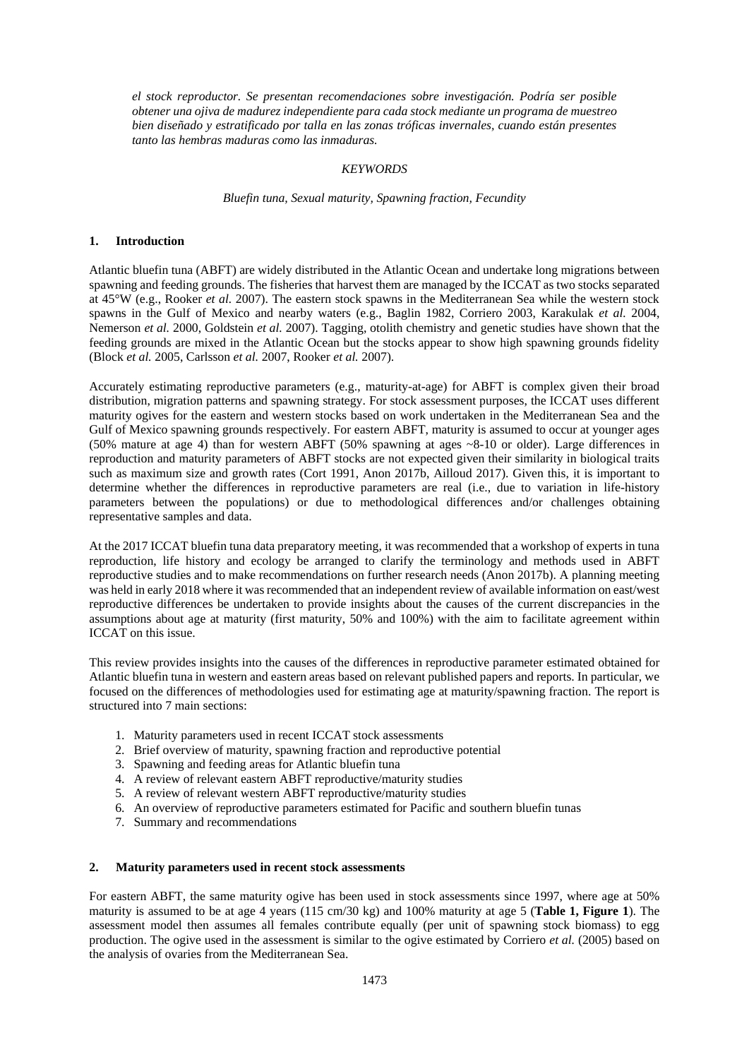*el stock reproductor. Se presentan recomendaciones sobre investigación. Podría ser posible obtener una ojiva de madurez independiente para cada stock mediante un programa de muestreo bien diseñado y estratificado por talla en las zonas tróficas invernales, cuando están presentes tanto las hembras maduras como las inmaduras.*

*KEYWORDS*

*Bluefin tuna, Sexual maturity, Spawning fraction, Fecundity*

## 1. Introduction

Atlantic bluefin tuna (ABFT) are widely distributed in the Atlantic Ocean and undertake long migrations between spawning and feeding grounds. The fisheries that harvest them are managed by the ICCAT as two stocks separated at 45°W (e.g., Rooker *et al.* 2007). The eastern stock spawns in the Mediterranean Sea while the western stock spawns in the Gulf of Mexico and nearby waters (e.g., Baglin 1982, Corriero 2003, Karakulak *et al.* 2004, Nemerson *et al.* 2000, Goldstein *et al.* 2007). Tagging, otolith chemistry and genetic studies have shown that the feeding grounds are mixed in the Atlantic Ocean but the stocks appear to show high spawning grounds fidelity (Block *et al.* 2005, Carlsson *et al.* 2007, Rooker *et al.* 2007).

Accurately estimating reproductive parameters (e.g., maturity-at-age) for ABFT is complex given their broad distribution, migration patterns and spawning strategy. For stock assessment purposes, the ICCAT uses different maturity ogives for the eastern and western stocks based on work undertaken in the Mediterranean Sea and the Gulf of Mexico spawning grounds respectively. For eastern ABFT, maturity is assumed to occur at younger ages (50% mature at age 4) than for western ABFT (50% spawning at ages ~8-10 or older). Large differences in reproduction and maturity parameters of ABFT stocks are not expected given their similarity in biological traits such as maximum size and growth rates (Cort 1991, Anon 2017b, Ailloud 2017). Given this, it is important to determine whether the differences in reproductive parameters are real (i.e., due to variation in life-history parameters between the populations) or due to methodological differences and/or challenges obtaining representative samples and data.

At the 2017 ICCAT bluefin tuna data preparatory meeting, it was recommended that a workshop of experts in tuna reproduction, life history and ecology be arranged to clarify the terminology and methods used in ABFT reproductive studies and to make recommendations on further research needs (Anon 2017b). A planning meeting was held in early 2018 where it was recommended that an independent review of available information on east/west reproductive differences be undertaken to provide insights about the causes of the current discrepancies in the assumptions about age at maturity (first maturity, 50% and 100%) with the aim to facilitate agreement within ICCAT on this issue.

This review provides insights into the causes of the differences in reproductive parameter estimated obtained for Atlantic bluefin tuna in western and eastern areas based on relevant published papers and reports. In particular, we focused on the differences of methodologies used for estimating age at maturity/spawning fraction. The report is structured into 7 main sections:

1. Maturity parameters used in recent ICCAT stock assessments
2. Brief overview of maturity, spawning fraction and reproductive potential
3. Spawning and feeding areas for Atlantic bluefin tuna
4. A review of relevant eastern ABFT reproductive/maturity studies
5. A review of relevant western ABFT reproductive/maturity studies
6. An overview of reproductive parameters estimated for Pacific and southern bluefin tunas
7. Summary and recommendations

## 2. Maturity parameters used in recent stock assessments

For eastern ABFT, the same maturity ogive has been used in stock assessments since 1997, where age at 50% maturity is assumed to be at age 4 years (115 cm/30 kg) and 100% maturity at age 5 (**Table 1, Figure 1**). The assessment model then assumes all females contribute equally (per unit of spawning stock biomass) to egg production. The ogive used in the assessment is similar to the ogive estimated by Corriero *et al.* (2005) based on the analysis of ovaries from the Mediterranean Sea.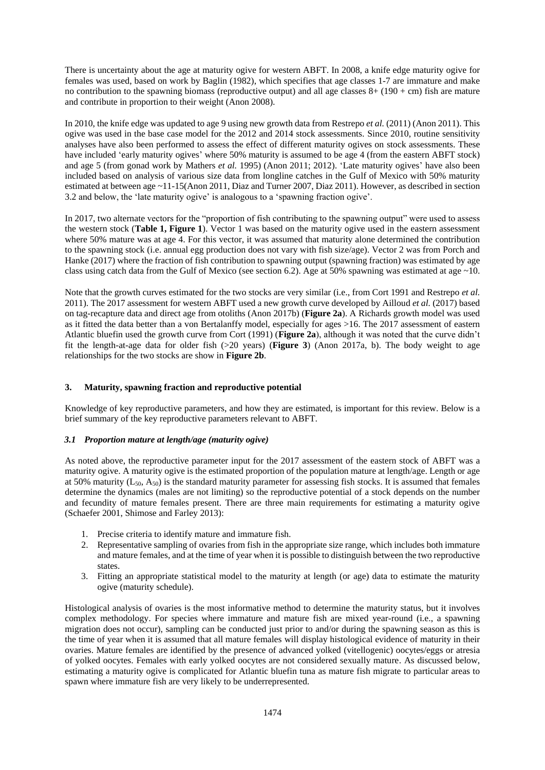There is uncertainty about the age at maturity ogive for western ABFT. In 2008, a knife edge maturity ogive for females was used, based on work by Baglin (1982), which specifies that age classes 1-7 are immature and make no contribution to the spawning biomass (reproductive output) and all age classes 8+ (190 + cm) fish are mature and contribute in proportion to their weight (Anon 2008).

In 2010, the knife edge was updated to age 9 using new growth data from Restrepo *et al.* (2011) (Anon 2011). This ogive was used in the base case model for the 2012 and 2014 stock assessments. Since 2010, routine sensitivity analyses have also been performed to assess the effect of different maturity ogives on stock assessments. These have included 'early maturity ogives' where 50% maturity is assumed to be age 4 (from the eastern ABFT stock) and age 5 (from gonad work by Mathers *et al.* 1995) (Anon 2011; 2012). 'Late maturity ogives' have also been included based on analysis of various size data from longline catches in the Gulf of Mexico with 50% maturity estimated at between age ~11-15(Anon 2011, Diaz and Turner 2007, Diaz 2011). However, as described in section 3.2 and below, the 'late maturity ogive' is analogous to a 'spawning fraction ogive'.

In 2017, two alternate vectors for the "proportion of fish contributing to the spawning output" were used to assess the western stock (**Table 1, Figure 1**). Vector 1 was based on the maturity ogive used in the eastern assessment where 50% mature was at age 4. For this vector, it was assumed that maturity alone determined the contribution to the spawning stock (i.e. annual egg production does not vary with fish size/age). Vector 2 was from Porch and Hanke (2017) where the fraction of fish contribution to spawning output (spawning fraction) was estimated by age class using catch data from the Gulf of Mexico (see section 6.2). Age at 50% spawning was estimated at age ~10.

Note that the growth curves estimated for the two stocks are very similar (i.e., from Cort 1991 and Restrepo *et al.* 2011). The 2017 assessment for western ABFT used a new growth curve developed by Ailloud *et al.* (2017) based on tag-recapture data and direct age from otoliths (Anon 2017b) (**Figure 2a**). A Richards growth model was used as it fitted the data better than a von Bertalanffy model, especially for ages >16. The 2017 assessment of eastern Atlantic bluefin used the growth curve from Cort (1991) (**Figure 2a**), although it was noted that the curve didn't fit the length-at-age data for older fish (>20 years) (**Figure 3**) (Anon 2017a, b). The body weight to age relationships for the two stocks are show in **Figure 2b**.

## 3. Maturity, spawning fraction and reproductive potential

Knowledge of key reproductive parameters, and how they are estimated, is important for this review. Below is a brief summary of the key reproductive parameters relevant to ABFT.

### *3.1 Proportion mature at length/age (maturity ogive)*

As noted above, the reproductive parameter input for the 2017 assessment of the eastern stock of ABFT was a maturity ogive. A maturity ogive is the estimated proportion of the population mature at length/age. Length or age at 50% maturity ($L_{50}$, $A_{50}$) is the standard maturity parameter for assessing fish stocks. It is assumed that females determine the dynamics (males are not limiting) so the reproductive potential of a stock depends on the number and fecundity of mature females present. There are three main requirements for estimating a maturity ogive (Schaefer 2001, Shimose and Farley 2013):

1. Precise criteria to identify mature and immature fish.
2. Representative sampling of ovaries from fish in the appropriate size range, which includes both immature and mature females, and at the time of year when it is possible to distinguish between the two reproductive states.
3. Fitting an appropriate statistical model to the maturity at length (or age) data to estimate the maturity ogive (maturity schedule).

Histological analysis of ovaries is the most informative method to determine the maturity status, but it involves complex methodology. For species where immature and mature fish are mixed year-round (i.e., a spawning migration does not occur), sampling can be conducted just prior to and/or during the spawning season as this is the time of year when it is assumed that all mature females will display histological evidence of maturity in their ovaries. Mature females are identified by the presence of advanced yolked (vitellogenic) oocytes/eggs or atresia of yolked oocytes. Females with early yolked oocytes are not considered sexually mature. As discussed below, estimating a maturity ogive is complicated for Atlantic bluefin tuna as mature fish migrate to particular areas to spawn where immature fish are very likely to be underrepresented.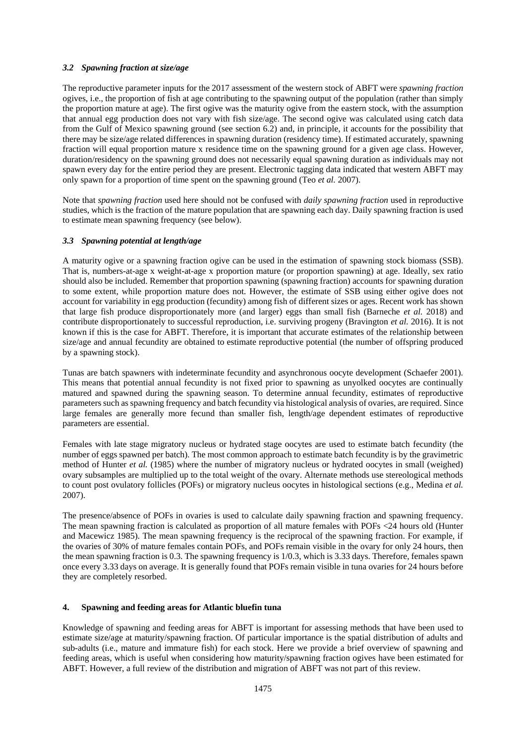### *3.2 Spawning fraction at size/age*

The reproductive parameter inputs for the 2017 assessment of the western stock of ABFT were *spawning fraction* ogives, i.e., the proportion of fish at age contributing to the spawning output of the population (rather than simply the proportion mature at age). The first ogive was the maturity ogive from the eastern stock, with the assumption that annual egg production does not vary with fish size/age. The second ogive was calculated using catch data from the Gulf of Mexico spawning ground (see section 6.2) and, in principle, it accounts for the possibility that there may be size/age related differences in spawning duration (residency time). If estimated accurately, spawning fraction will equal proportion mature x residence time on the spawning ground for a given age class. However, duration/residency on the spawning ground does not necessarily equal spawning duration as individuals may not spawn every day for the entire period they are present. Electronic tagging data indicated that western ABFT may only spawn for a proportion of time spent on the spawning ground (Teo *et al.* 2007).

Note that *spawning fraction* used here should not be confused with *daily spawning fraction* used in reproductive studies, which is the fraction of the mature population that are spawning each day. Daily spawning fraction is used to estimate mean spawning frequency (see below).

### *3.3 Spawning potential at length/age*

A maturity ogive or a spawning fraction ogive can be used in the estimation of spawning stock biomass (SSB). That is, numbers-at-age x weight-at-age x proportion mature (or proportion spawning) at age. Ideally, sex ratio should also be included. Remember that proportion spawning (spawning fraction) accounts for spawning duration to some extent, while proportion mature does not. However, the estimate of SSB using either ogive does not account for variability in egg production (fecundity) among fish of different sizes or ages. Recent work has shown that large fish produce disproportionately more (and larger) eggs than small fish (Barneche *et al.* 2018) and contribute disproportionately to successful reproduction, i.e. surviving progeny (Bravington *et al.* 2016). It is not known if this is the case for ABFT. Therefore, it is important that accurate estimates of the relationship between size/age and annual fecundity are obtained to estimate reproductive potential (the number of offspring produced by a spawning stock).

Tunas are batch spawners with indeterminate fecundity and asynchronous oocyte development (Schaefer 2001). This means that potential annual fecundity is not fixed prior to spawning as unyolked oocytes are continually matured and spawned during the spawning season. To determine annual fecundity, estimates of reproductive parameters such as spawning frequency and batch fecundity via histological analysis of ovaries, are required. Since large females are generally more fecund than smaller fish, length/age dependent estimates of reproductive parameters are essential.

Females with late stage migratory nucleus or hydrated stage oocytes are used to estimate batch fecundity (the number of eggs spawned per batch). The most common approach to estimate batch fecundity is by the gravimetric method of Hunter *et al.* (1985) where the number of migratory nucleus or hydrated oocytes in small (weighed) ovary subsamples are multiplied up to the total weight of the ovary. Alternate methods use stereological methods to count post ovulatory follicles (POFs) or migratory nucleus oocytes in histological sections (e.g., Medina *et al.* 2007).

The presence/absence of POFs in ovaries is used to calculate daily spawning fraction and spawning frequency. The mean spawning fraction is calculated as proportion of all mature females with POFs <24 hours old (Hunter and Macewicz 1985). The mean spawning frequency is the reciprocal of the spawning fraction. For example, if the ovaries of 30% of mature females contain POFs, and POFs remain visible in the ovary for only 24 hours, then the mean spawning fraction is 0.3. The spawning frequency is 1/0.3, which is 3.33 days. Therefore, females spawn once every 3.33 days on average. It is generally found that POFs remain visible in tuna ovaries for 24 hours before they are completely resorbed.

## 4. Spawning and feeding areas for Atlantic bluefin tuna

Knowledge of spawning and feeding areas for ABFT is important for assessing methods that have been used to estimate size/age at maturity/spawning fraction. Of particular importance is the spatial distribution of adults and sub-adults (i.e., mature and immature fish) for each stock. Here we provide a brief overview of spawning and feeding areas, which is useful when considering how maturity/spawning fraction ogives have been estimated for ABFT. However, a full review of the distribution and migration of ABFT was not part of this review.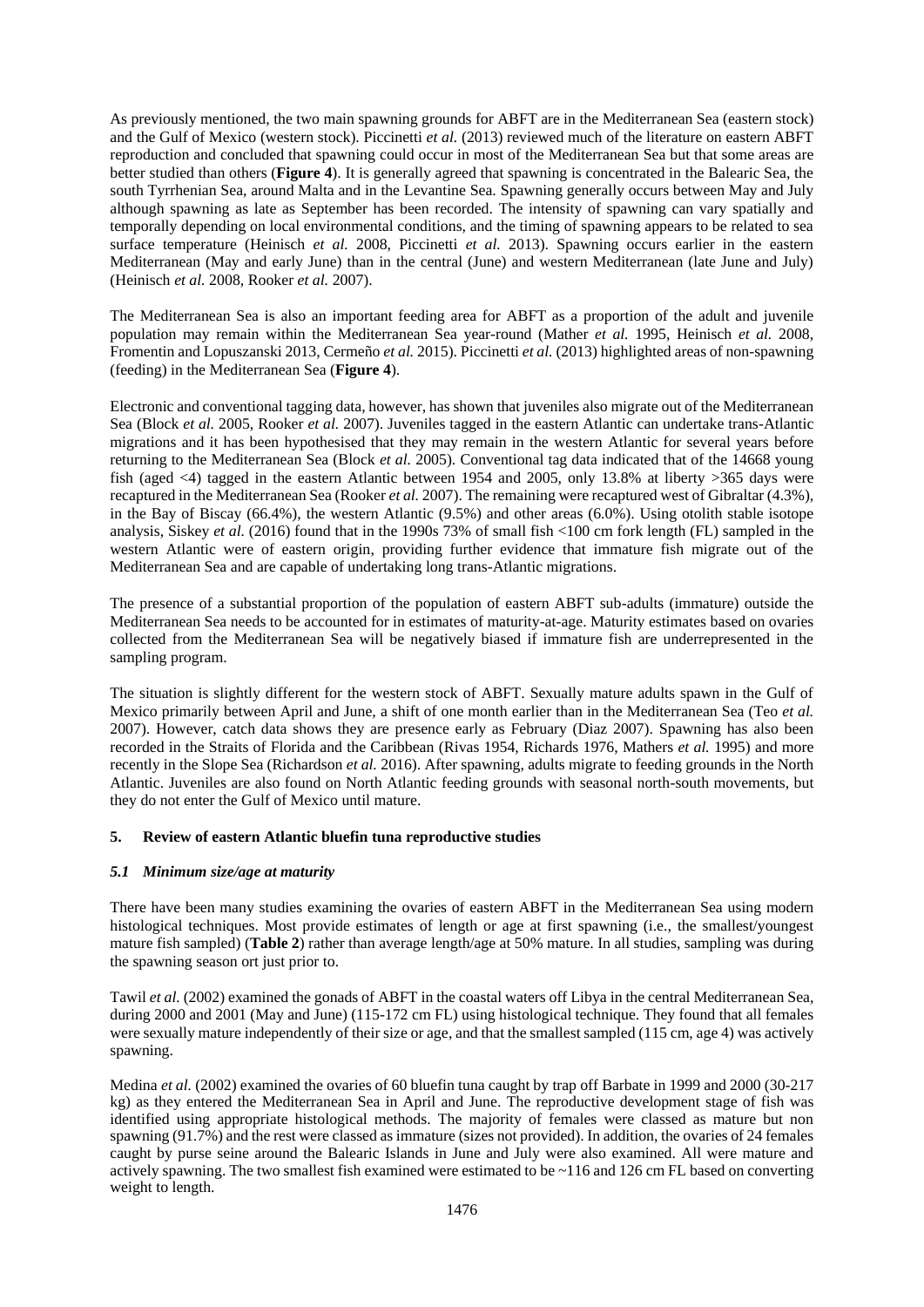As previously mentioned, the two main spawning grounds for ABFT are in the Mediterranean Sea (eastern stock) and the Gulf of Mexico (western stock). Piccinetti *et al.* (2013) reviewed much of the literature on eastern ABFT reproduction and concluded that spawning could occur in most of the Mediterranean Sea but that some areas are better studied than others (**Figure 4**). It is generally agreed that spawning is concentrated in the Balearic Sea, the south Tyrrhenian Sea, around Malta and in the Levantine Sea. Spawning generally occurs between May and July although spawning as late as September has been recorded. The intensity of spawning can vary spatially and temporally depending on local environmental conditions, and the timing of spawning appears to be related to sea surface temperature (Heinisch *et al.* 2008, Piccinetti *et al.* 2013). Spawning occurs earlier in the eastern Mediterranean (May and early June) than in the central (June) and western Mediterranean (late June and July) (Heinisch *et al.* 2008, Rooker *et al.* 2007).

The Mediterranean Sea is also an important feeding area for ABFT as a proportion of the adult and juvenile population may remain within the Mediterranean Sea year-round (Mather *et al.* 1995, Heinisch *et al.* 2008, Fromentin and Lopuszanski 2013, Cermeño *et al.* 2015). Piccinetti *et al.* (2013) highlighted areas of non-spawning (feeding) in the Mediterranean Sea (**Figure 4**).

Electronic and conventional tagging data, however, has shown that juveniles also migrate out of the Mediterranean Sea (Block *et al.* 2005, Rooker *et al.* 2007). Juveniles tagged in the eastern Atlantic can undertake trans-Atlantic migrations and it has been hypothesised that they may remain in the western Atlantic for several years before returning to the Mediterranean Sea (Block *et al.* 2005). Conventional tag data indicated that of the 14668 young fish (aged <4) tagged in the eastern Atlantic between 1954 and 2005, only 13.8% at liberty >365 days were recaptured in the Mediterranean Sea (Rooker *et al.* 2007). The remaining were recaptured west of Gibraltar (4.3%), in the Bay of Biscay (66.4%), the western Atlantic (9.5%) and other areas (6.0%). Using otolith stable isotope analysis, Siskey *et al.* (2016) found that in the 1990s 73% of small fish <100 cm fork length (FL) sampled in the western Atlantic were of eastern origin, providing further evidence that immature fish migrate out of the Mediterranean Sea and are capable of undertaking long trans-Atlantic migrations.

The presence of a substantial proportion of the population of eastern ABFT sub-adults (immature) outside the Mediterranean Sea needs to be accounted for in estimates of maturity-at-age. Maturity estimates based on ovaries collected from the Mediterranean Sea will be negatively biased if immature fish are underrepresented in the sampling program.

The situation is slightly different for the western stock of ABFT. Sexually mature adults spawn in the Gulf of Mexico primarily between April and June, a shift of one month earlier than in the Mediterranean Sea (Teo *et al.* 2007). However, catch data shows they are presence early as February (Diaz 2007). Spawning has also been recorded in the Straits of Florida and the Caribbean (Rivas 1954, Richards 1976, Mathers *et al.* 1995) and more recently in the Slope Sea (Richardson *et al.* 2016). After spawning, adults migrate to feeding grounds in the North Atlantic. Juveniles are also found on North Atlantic feeding grounds with seasonal north-south movements, but they do not enter the Gulf of Mexico until mature.

## 5. Review of eastern Atlantic bluefin tuna reproductive studies

### *5.1 Minimum size/age at maturity*

There have been many studies examining the ovaries of eastern ABFT in the Mediterranean Sea using modern histological techniques. Most provide estimates of length or age at first spawning (i.e., the smallest/youngest mature fish sampled) (**Table 2**) rather than average length/age at 50% mature. In all studies, sampling was during the spawning season ort just prior to.

Tawil *et al.* (2002) examined the gonads of ABFT in the coastal waters off Libya in the central Mediterranean Sea, during 2000 and 2001 (May and June) (115-172 cm FL) using histological technique. They found that all females were sexually mature independently of their size or age, and that the smallest sampled (115 cm, age 4) was actively spawning.

Medina *et al.* (2002) examined the ovaries of 60 bluefin tuna caught by trap off Barbate in 1999 and 2000 (30-217 kg) as they entered the Mediterranean Sea in April and June. The reproductive development stage of fish was identified using appropriate histological methods. The majority of females were classed as mature but non spawning (91.7%) and the rest were classed as immature (sizes not provided). In addition, the ovaries of 24 females caught by purse seine around the Balearic Islands in June and July were also examined. All were mature and actively spawning. The two smallest fish examined were estimated to be ~116 and 126 cm FL based on converting weight to length.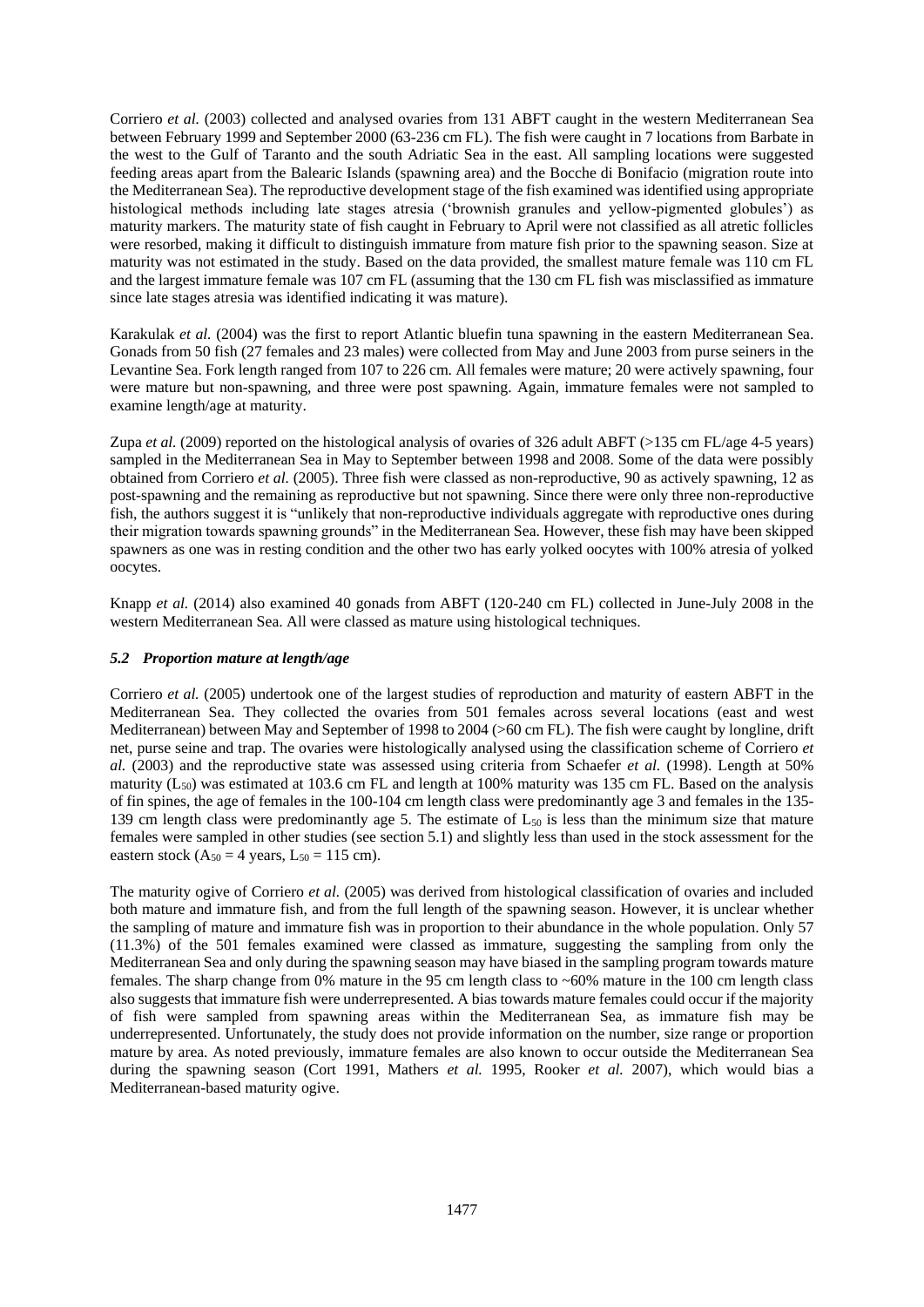Corriero *et al.* (2003) collected and analysed ovaries from 131 ABFT caught in the western Mediterranean Sea between February 1999 and September 2000 (63-236 cm FL). The fish were caught in 7 locations from Barbate in the west to the Gulf of Taranto and the south Adriatic Sea in the east. All sampling locations were suggested feeding areas apart from the Balearic Islands (spawning area) and the Bocche di Bonifacio (migration route into the Mediterranean Sea). The reproductive development stage of the fish examined was identified using appropriate histological methods including late stages atresia ('brownish granules and yellow-pigmented globules') as maturity markers. The maturity state of fish caught in February to April were not classified as all atretic follicles were resorbed, making it difficult to distinguish immature from mature fish prior to the spawning season. Size at maturity was not estimated in the study. Based on the data provided, the smallest mature female was 110 cm FL and the largest immature female was 107 cm FL (assuming that the 130 cm FL fish was misclassified as immature since late stages atresia was identified indicating it was mature).

Karakulak *et al.* (2004) was the first to report Atlantic bluefin tuna spawning in the eastern Mediterranean Sea. Gonads from 50 fish (27 females and 23 males) were collected from May and June 2003 from purse seiners in the Levantine Sea. Fork length ranged from 107 to 226 cm. All females were mature; 20 were actively spawning, four were mature but non-spawning, and three were post spawning. Again, immature females were not sampled to examine length/age at maturity.

Zupa *et al.* (2009) reported on the histological analysis of ovaries of 326 adult ABFT (>135 cm FL/age 4-5 years) sampled in the Mediterranean Sea in May to September between 1998 and 2008. Some of the data were possibly obtained from Corriero *et al.* (2005). Three fish were classed as non-reproductive, 90 as actively spawning, 12 as post-spawning and the remaining as reproductive but not spawning. Since there were only three non-reproductive fish, the authors suggest it is "unlikely that non-reproductive individuals aggregate with reproductive ones during their migration towards spawning grounds" in the Mediterranean Sea. However, these fish may have been skipped spawners as one was in resting condition and the other two has early yolked oocytes with 100% atresia of yolked oocytes.

Knapp *et al.* (2014) also examined 40 gonads from ABFT (120-240 cm FL) collected in June-July 2008 in the western Mediterranean Sea. All were classed as mature using histological techniques.

### *5.2 Proportion mature at length/age*

Corriero *et al.* (2005) undertook one of the largest studies of reproduction and maturity of eastern ABFT in the Mediterranean Sea. They collected the ovaries from 501 females across several locations (east and west Mediterranean) between May and September of 1998 to 2004 (>60 cm FL). The fish were caught by longline, drift net, purse seine and trap. The ovaries were histologically analysed using the classification scheme of Corriero *et al.* (2003) and the reproductive state was assessed using criteria from Schaefer *et al.* (1998). Length at 50% maturity ($L_{50}$) was estimated at 103.6 cm FL and length at 100% maturity was 135 cm FL. Based on the analysis of fin spines, the age of females in the 100-104 cm length class were predominantly age 3 and females in the 135-139 cm length class were predominantly age 5. The estimate of $L_{50}$ is less than the minimum size that mature females were sampled in other studies (see section 5.1) and slightly less than used in the stock assessment for the eastern stock ($A_{50}$ = 4 years, $L_{50}$ = 115 cm).

The maturity ogive of Corriero *et al.* (2005) was derived from histological classification of ovaries and included both mature and immature fish, and from the full length of the spawning season. However, it is unclear whether the sampling of mature and immature fish was in proportion to their abundance in the whole population. Only 57 (11.3%) of the 501 females examined were classed as immature, suggesting the sampling from only the Mediterranean Sea and only during the spawning season may have biased in the sampling program towards mature females. The sharp change from 0% mature in the 95 cm length class to ~60% mature in the 100 cm length class also suggests that immature fish were underrepresented. A bias towards mature females could occur if the majority of fish were sampled from spawning areas within the Mediterranean Sea, as immature fish may be underrepresented. Unfortunately, the study does not provide information on the number, size range or proportion mature by area. As noted previously, immature females are also known to occur outside the Mediterranean Sea during the spawning season (Cort 1991, Mathers *et al.* 1995, Rooker *et al.* 2007), which would bias a Mediterranean-based maturity ogive.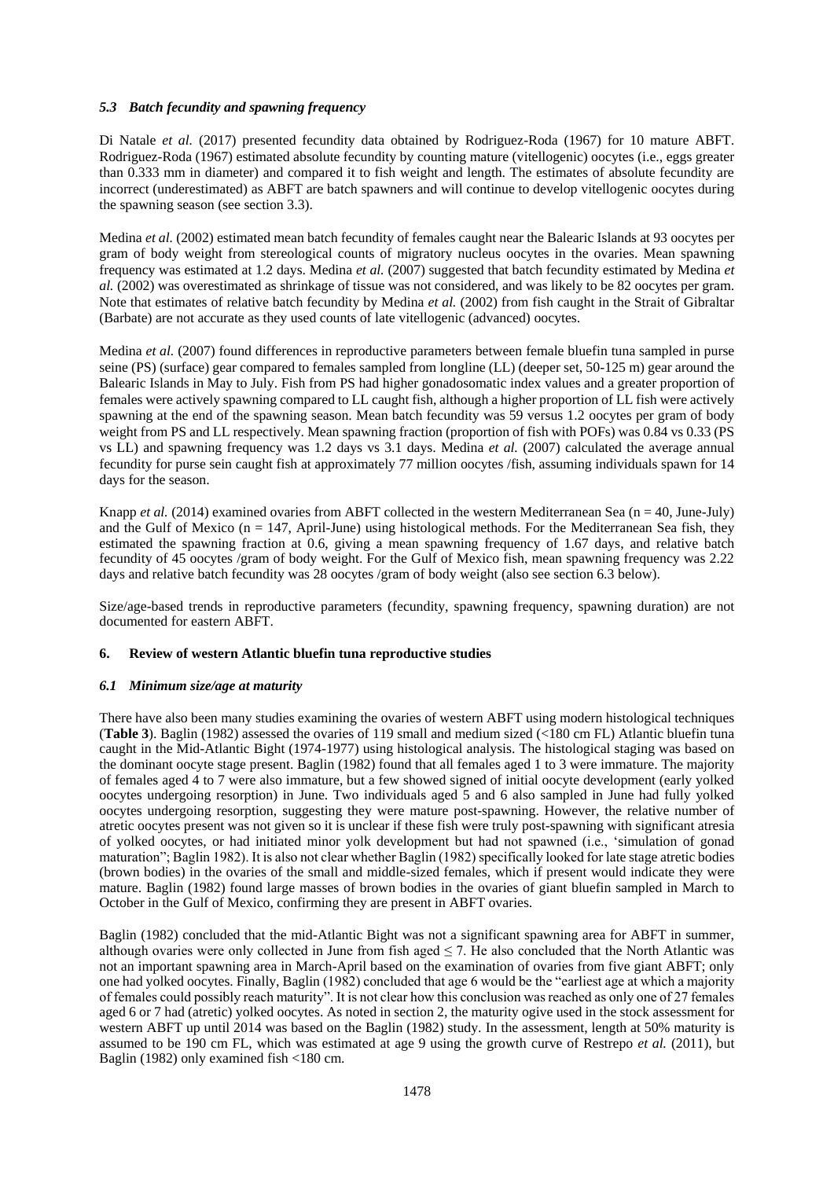### *5.3 Batch fecundity and spawning frequency*

Di Natale *et al.* (2017) presented fecundity data obtained by Rodriguez-Roda (1967) for 10 mature ABFT. Rodriguez-Roda (1967) estimated absolute fecundity by counting mature (vitellogenic) oocytes (i.e., eggs greater than 0.333 mm in diameter) and compared it to fish weight and length. The estimates of absolute fecundity are incorrect (underestimated) as ABFT are batch spawners and will continue to develop vitellogenic oocytes during the spawning season (see section 3.3).

Medina *et al.* (2002) estimated mean batch fecundity of females caught near the Balearic Islands at 93 oocytes per gram of body weight from stereological counts of migratory nucleus oocytes in the ovaries. Mean spawning frequency was estimated at 1.2 days. Medina *et al.* (2007) suggested that batch fecundity estimated by Medina *et al.* (2002) was overestimated as shrinkage of tissue was not considered, and was likely to be 82 oocytes per gram. Note that estimates of relative batch fecundity by Medina *et al.* (2002) from fish caught in the Strait of Gibraltar (Barbate) are not accurate as they used counts of late vitellogenic (advanced) oocytes.

Medina *et al.* (2007) found differences in reproductive parameters between female bluefin tuna sampled in purse seine (PS) (surface) gear compared to females sampled from longline (LL) (deeper set, 50-125 m) gear around the Balearic Islands in May to July. Fish from PS had higher gonadosomatic index values and a greater proportion of females were actively spawning compared to LL caught fish, although a higher proportion of LL fish were actively spawning at the end of the spawning season. Mean batch fecundity was 59 versus 1.2 oocytes per gram of body weight from PS and LL respectively. Mean spawning fraction (proportion of fish with POFs) was 0.84 vs 0.33 (PS vs LL) and spawning frequency was 1.2 days vs 3.1 days. Medina *et al.* (2007) calculated the average annual fecundity for purse sein caught fish at approximately 77 million oocytes /fish, assuming individuals spawn for 14 days for the season.

Knapp *et al.* (2014) examined ovaries from ABFT collected in the western Mediterranean Sea (n = 40, June-July) and the Gulf of Mexico (n = 147, April-June) using histological methods. For the Mediterranean Sea fish, they estimated the spawning fraction at 0.6, giving a mean spawning frequency of 1.67 days, and relative batch fecundity of 45 oocytes /gram of body weight. For the Gulf of Mexico fish, mean spawning frequency was 2.22 days and relative batch fecundity was 28 oocytes /gram of body weight (also see section 6.3 below).

Size/age-based trends in reproductive parameters (fecundity, spawning frequency, spawning duration) are not documented for eastern ABFT.

## 6. Review of western Atlantic bluefin tuna reproductive studies

### *6.1 Minimum size/age at maturity*

There have also been many studies examining the ovaries of western ABFT using modern histological techniques (**Table 3**). Baglin (1982) assessed the ovaries of 119 small and medium sized (<180 cm FL) Atlantic bluefin tuna caught in the Mid-Atlantic Bight (1974-1977) using histological analysis. The histological staging was based on the dominant oocyte stage present. Baglin (1982) found that all females aged 1 to 3 were immature. The majority of females aged 4 to 7 were also immature, but a few showed signed of initial oocyte development (early yolked oocytes undergoing resorption) in June. Two individuals aged 5 and 6 also sampled in June had fully yolked oocytes undergoing resorption, suggesting they were mature post-spawning. However, the relative number of atretic oocytes present was not given so it is unclear if these fish were truly post-spawning with significant atresia of yolked oocytes, or had initiated minor yolk development but had not spawned (i.e., 'simulation of gonad maturation"; Baglin 1982). It is also not clear whether Baglin (1982) specifically looked for late stage atretic bodies (brown bodies) in the ovaries of the small and middle-sized females, which if present would indicate they were mature. Baglin (1982) found large masses of brown bodies in the ovaries of giant bluefin sampled in March to October in the Gulf of Mexico, confirming they are present in ABFT ovaries.

Baglin (1982) concluded that the mid-Atlantic Bight was not a significant spawning area for ABFT in summer, although ovaries were only collected in June from fish aged ≤ 7. He also concluded that the North Atlantic was not an important spawning area in March-April based on the examination of ovaries from five giant ABFT; only one had yolked oocytes. Finally, Baglin (1982) concluded that age 6 would be the "earliest age at which a majority of females could possibly reach maturity". It is not clear how this conclusion was reached as only one of 27 females aged 6 or 7 had (atretic) yolked oocytes. As noted in section 2, the maturity ogive used in the stock assessment for western ABFT up until 2014 was based on the Baglin (1982) study. In the assessment, length at 50% maturity is assumed to be 190 cm FL, which was estimated at age 9 using the growth curve of Restrepo *et al.* (2011), but Baglin (1982) only examined fish <180 cm.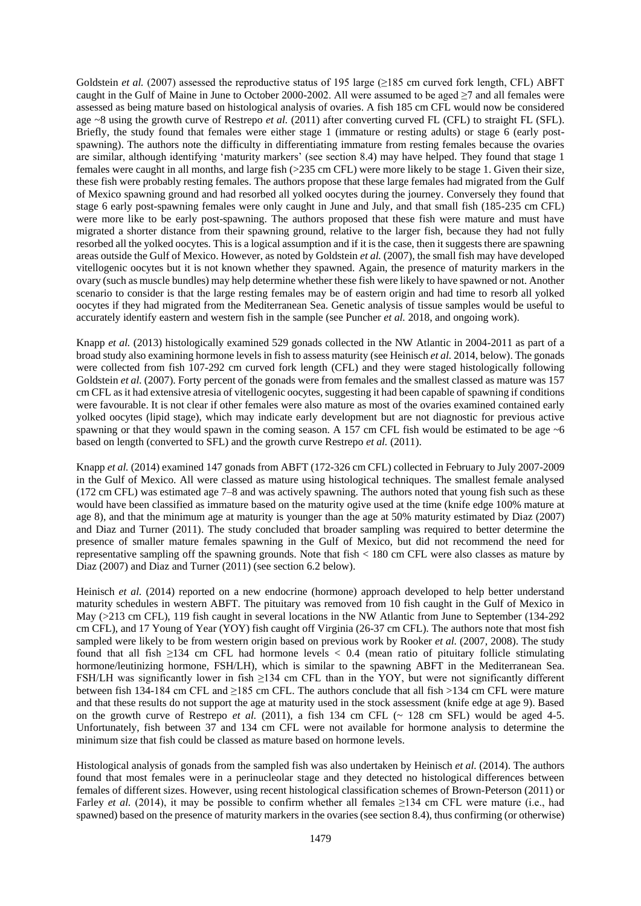Goldstein *et al.* (2007) assessed the reproductive status of 195 large (≥185 cm curved fork length, CFL) ABFT caught in the Gulf of Maine in June to October 2000-2002. All were assumed to be aged ≥7 and all females were assessed as being mature based on histological analysis of ovaries. A fish 185 cm CFL would now be considered age ~8 using the growth curve of Restrepo *et al.* (2011) after converting curved FL (CFL) to straight FL (SFL). Briefly, the study found that females were either stage 1 (immature or resting adults) or stage 6 (early post-spawning). The authors note the difficulty in differentiating immature from resting females because the ovaries are similar, although identifying 'maturity markers' (see section 8.4) may have helped. They found that stage 1 females were caught in all months, and large fish (>235 cm CFL) were more likely to be stage 1. Given their size, these fish were probably resting females. The authors propose that these large females had migrated from the Gulf of Mexico spawning ground and had resorbed all yolked oocytes during the journey. Conversely they found that stage 6 early post-spawning females were only caught in June and July, and that small fish (185-235 cm CFL) were more like to be early post-spawning. The authors proposed that these fish were mature and must have migrated a shorter distance from their spawning ground, relative to the larger fish, because they had not fully resorbed all the yolked oocytes. This is a logical assumption and if it is the case, then it suggests there are spawning areas outside the Gulf of Mexico. However, as noted by Goldstein *et al.* (2007), the small fish may have developed vitellogenic oocytes but it is not known whether they spawned. Again, the presence of maturity markers in the ovary (such as muscle bundles) may help determine whether these fish were likely to have spawned or not. Another scenario to consider is that the large resting females may be of eastern origin and had time to resorb all yolked oocytes if they had migrated from the Mediterranean Sea. Genetic analysis of tissue samples would be useful to accurately identify eastern and western fish in the sample (see Puncher *et al.* 2018, and ongoing work).

Knapp *et al.* (2013) histologically examined 529 gonads collected in the NW Atlantic in 2004-2011 as part of a broad study also examining hormone levels in fish to assess maturity (see Heinisch *et al.* 2014, below). The gonads were collected from fish 107-292 cm curved fork length (CFL) and they were staged histologically following Goldstein *et al.* (2007). Forty percent of the gonads were from females and the smallest classed as mature was 157 cm CFL as it had extensive atresia of vitellogenic oocytes, suggesting it had been capable of spawning if conditions were favourable. It is not clear if other females were also mature as most of the ovaries examined contained early yolked oocytes (lipid stage), which may indicate early development but are not diagnostic for previous active spawning or that they would spawn in the coming season. A 157 cm CFL fish would be estimated to be age ~6 based on length (converted to SFL) and the growth curve Restrepo *et al.* (2011).

Knapp *et al.* (2014) examined 147 gonads from ABFT (172-326 cm CFL) collected in February to July 2007-2009 in the Gulf of Mexico. All were classed as mature using histological techniques. The smallest female analysed (172 cm CFL) was estimated age 7–8 and was actively spawning. The authors noted that young fish such as these would have been classified as immature based on the maturity ogive used at the time (knife edge 100% mature at age 8), and that the minimum age at maturity is younger than the age at 50% maturity estimated by Diaz (2007) and Diaz and Turner (2011). The study concluded that broader sampling was required to better determine the presence of smaller mature females spawning in the Gulf of Mexico, but did not recommend the need for representative sampling off the spawning grounds. Note that fish < 180 cm CFL were also classes as mature by Diaz (2007) and Diaz and Turner (2011) (see section 6.2 below).

Heinisch *et al.* (2014) reported on a new endocrine (hormone) approach developed to help better understand maturity schedules in western ABFT. The pituitary was removed from 10 fish caught in the Gulf of Mexico in May (>213 cm CFL), 119 fish caught in several locations in the NW Atlantic from June to September (134-292 cm CFL), and 17 Young of Year (YOY) fish caught off Virginia (26-37 cm CFL). The authors note that most fish sampled were likely to be from western origin based on previous work by Rooker *et al.* (2007, 2008). The study found that all fish ≥134 cm CFL had hormone levels < 0.4 (mean ratio of pituitary follicle stimulating hormone/leutinizing hormone, FSH/LH), which is similar to the spawning ABFT in the Mediterranean Sea. FSH/LH was significantly lower in fish ≥134 cm CFL than in the YOY, but were not significantly different between fish 134-184 cm CFL and ≥185 cm CFL. The authors conclude that all fish >134 cm CFL were mature and that these results do not support the age at maturity used in the stock assessment (knife edge at age 9). Based on the growth curve of Restrepo *et al.* (2011), a fish 134 cm CFL (~ 128 cm SFL) would be aged 4-5. Unfortunately, fish between 37 and 134 cm CFL were not available for hormone analysis to determine the minimum size that fish could be classed as mature based on hormone levels.

Histological analysis of gonads from the sampled fish was also undertaken by Heinisch *et al.* (2014). The authors found that most females were in a perinucleolar stage and they detected no histological differences between females of different sizes. However, using recent histological classification schemes of Brown-Peterson (2011) or Farley *et al.* (2014), it may be possible to confirm whether all females ≥134 cm CFL were mature (i.e., had spawned) based on the presence of maturity markers in the ovaries (see section 8.4), thus confirming (or otherwise)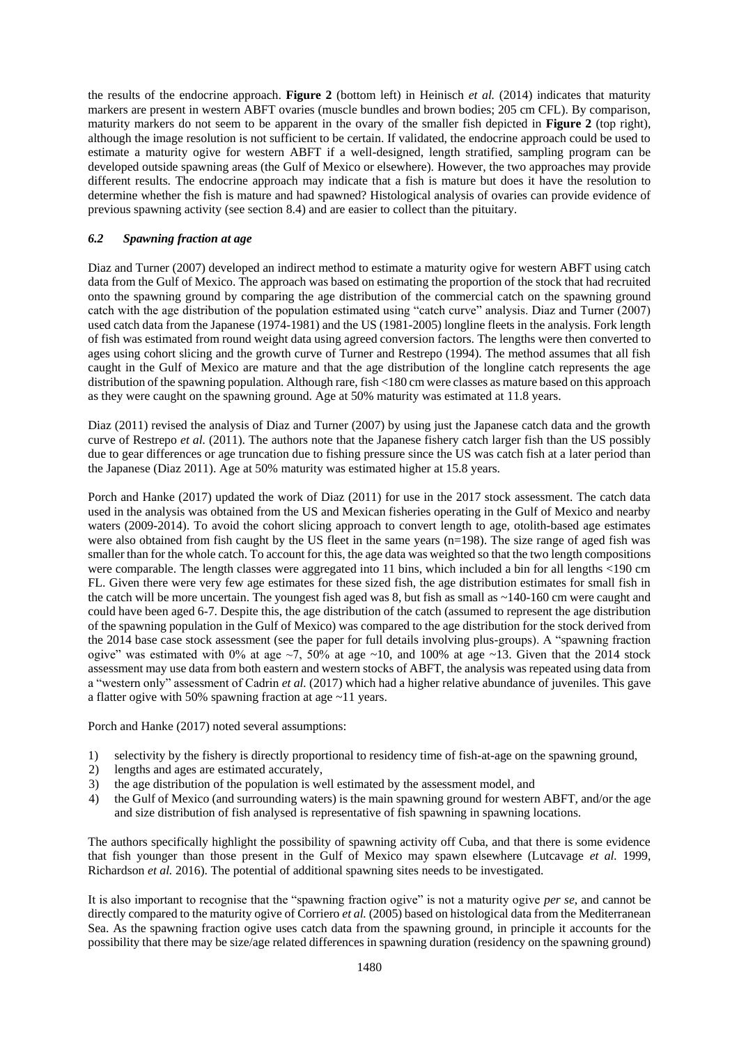the results of the endocrine approach. **Figure 2** (bottom left) in Heinisch *et al.* (2014) indicates that maturity markers are present in western ABFT ovaries (muscle bundles and brown bodies; 205 cm CFL). By comparison, maturity markers do not seem to be apparent in the ovary of the smaller fish depicted in **Figure 2** (top right), although the image resolution is not sufficient to be certain. If validated, the endocrine approach could be used to estimate a maturity ogive for western ABFT if a well-designed, length stratified, sampling program can be developed outside spawning areas (the Gulf of Mexico or elsewhere). However, the two approaches may provide different results. The endocrine approach may indicate that a fish is mature but does it have the resolution to determine whether the fish is mature and had spawned? Histological analysis of ovaries can provide evidence of previous spawning activity (see section 8.4) and are easier to collect than the pituitary.

### *6.2 Spawning fraction at age*

Diaz and Turner (2007) developed an indirect method to estimate a maturity ogive for western ABFT using catch data from the Gulf of Mexico. The approach was based on estimating the proportion of the stock that had recruited onto the spawning ground by comparing the age distribution of the commercial catch on the spawning ground catch with the age distribution of the population estimated using "catch curve" analysis. Diaz and Turner (2007) used catch data from the Japanese (1974-1981) and the US (1981-2005) longline fleets in the analysis. Fork length of fish was estimated from round weight data using agreed conversion factors. The lengths were then converted to ages using cohort slicing and the growth curve of Turner and Restrepo (1994). The method assumes that all fish caught in the Gulf of Mexico are mature and that the age distribution of the longline catch represents the age distribution of the spawning population. Although rare, fish <180 cm were classes as mature based on this approach as they were caught on the spawning ground. Age at 50% maturity was estimated at 11.8 years.

Diaz (2011) revised the analysis of Diaz and Turner (2007) by using just the Japanese catch data and the growth curve of Restrepo *et al.* (2011). The authors note that the Japanese fishery catch larger fish than the US possibly due to gear differences or age truncation due to fishing pressure since the US was catch fish at a later period than the Japanese (Diaz 2011). Age at 50% maturity was estimated higher at 15.8 years.

Porch and Hanke (2017) updated the work of Diaz (2011) for use in the 2017 stock assessment. The catch data used in the analysis was obtained from the US and Mexican fisheries operating in the Gulf of Mexico and nearby waters (2009-2014). To avoid the cohort slicing approach to convert length to age, otolith-based age estimates were also obtained from fish caught by the US fleet in the same years (n=198). The size range of aged fish was smaller than for the whole catch. To account for this, the age data was weighted so that the two length compositions were comparable. The length classes were aggregated into 11 bins, which included a bin for all lengths <190 cm FL. Given there were very few age estimates for these sized fish, the age distribution estimates for small fish in the catch will be more uncertain. The youngest fish aged was 8, but fish as small as ~140-160 cm were caught and could have been aged 6-7. Despite this, the age distribution of the catch (assumed to represent the age distribution of the spawning population in the Gulf of Mexico) was compared to the age distribution for the stock derived from the 2014 base case stock assessment (see the paper for full details involving plus-groups). A "spawning fraction ogive" was estimated with 0% at age ~7, 50% at age ~10, and 100% at age ~13. Given that the 2014 stock assessment may use data from both eastern and western stocks of ABFT, the analysis was repeated using data from a "western only" assessment of Cadrin *et al.* (2017) which had a higher relative abundance of juveniles. This gave a flatter ogive with 50% spawning fraction at age ~11 years.

Porch and Hanke (2017) noted several assumptions:

1) selectivity by the fishery is directly proportional to residency time of fish-at-age on the spawning ground,
2) lengths and ages are estimated accurately,
3) the age distribution of the population is well estimated by the assessment model, and
4) the Gulf of Mexico (and surrounding waters) is the main spawning ground for western ABFT, and/or the age and size distribution of fish analysed are representative of fish spawning in spawning locations.

The authors specifically highlight the possibility of spawning activity off Cuba, and that there is some evidence that fish younger than those present in the Gulf of Mexico may spawn elsewhere (Lutcavage *et al.* 1999, Richardson *et al.* 2016). The potential of additional spawning sites needs to be investigated.

It is also important to recognise that the "spawning fraction ogive" is not a maturity ogive *per se*, and cannot be directly compared to the maturity ogive of Corriero *et al.* (2005) based on histological data from the Mediterranean Sea. As the spawning fraction ogive uses catch data from the spawning ground, in principle it accounts for the possibility that there may be size/age related differences in spawning duration (residency on the spawning ground)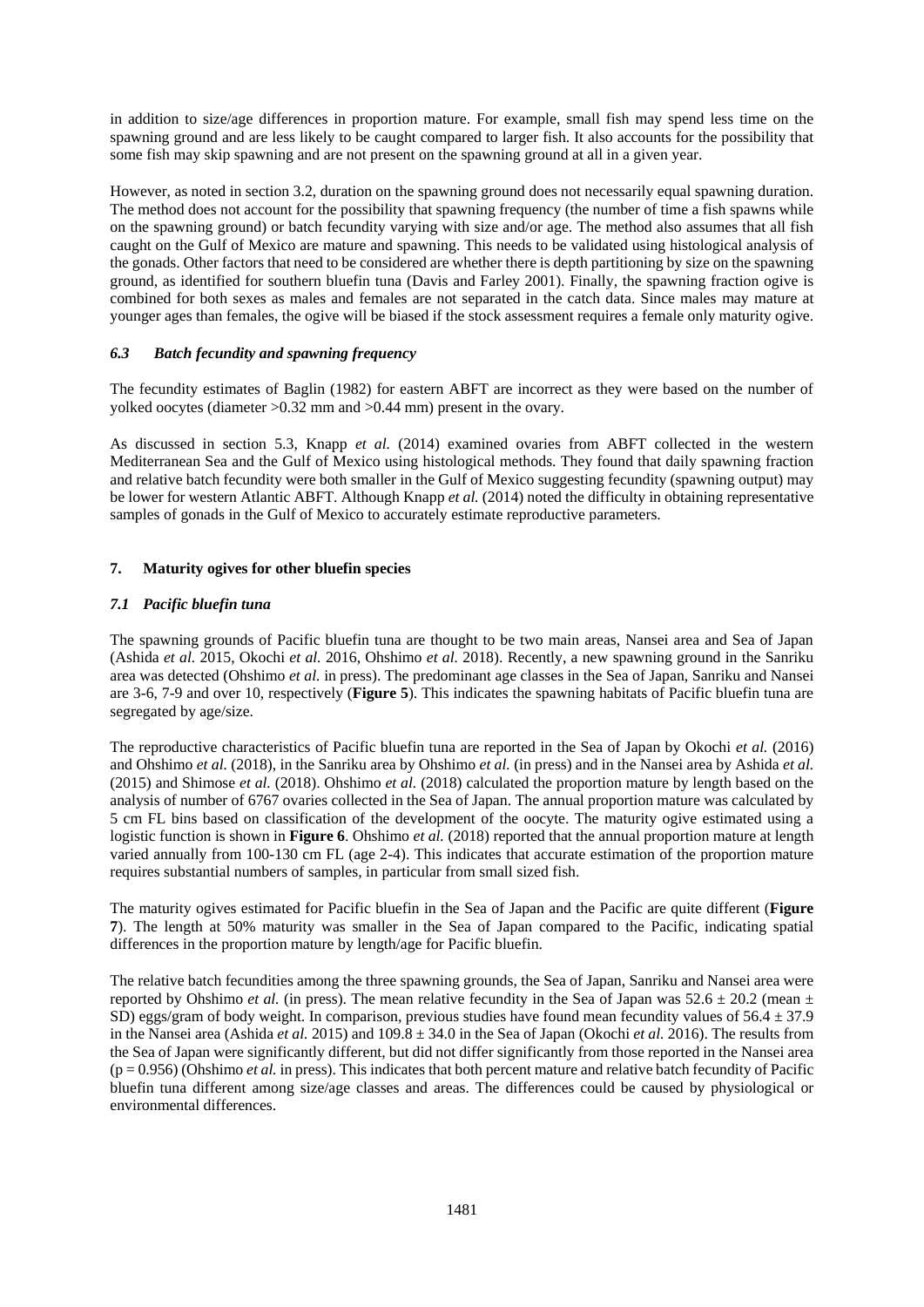in addition to size/age differences in proportion mature. For example, small fish may spend less time on the spawning ground and are less likely to be caught compared to larger fish. It also accounts for the possibility that some fish may skip spawning and are not present on the spawning ground at all in a given year.

However, as noted in section 3.2, duration on the spawning ground does not necessarily equal spawning duration. The method does not account for the possibility that spawning frequency (the number of time a fish spawns while on the spawning ground) or batch fecundity varying with size and/or age. The method also assumes that all fish caught on the Gulf of Mexico are mature and spawning. This needs to be validated using histological analysis of the gonads. Other factors that need to be considered are whether there is depth partitioning by size on the spawning ground, as identified for southern bluefin tuna (Davis and Farley 2001). Finally, the spawning fraction ogive is combined for both sexes as males and females are not separated in the catch data. Since males may mature at younger ages than females, the ogive will be biased if the stock assessment requires a female only maturity ogive.

### *6.3 Batch fecundity and spawning frequency*

The fecundity estimates of Baglin (1982) for eastern ABFT are incorrect as they were based on the number of yolked oocytes (diameter >0.32 mm and >0.44 mm) present in the ovary.

As discussed in section 5.3, Knapp *et al.* (2014) examined ovaries from ABFT collected in the western Mediterranean Sea and the Gulf of Mexico using histological methods. They found that daily spawning fraction and relative batch fecundity were both smaller in the Gulf of Mexico suggesting fecundity (spawning output) may be lower for western Atlantic ABFT. Although Knapp *et al.* (2014) noted the difficulty in obtaining representative samples of gonads in the Gulf of Mexico to accurately estimate reproductive parameters.

## 7. Maturity ogives for other bluefin species

### *7.1 Pacific bluefin tuna*

The spawning grounds of Pacific bluefin tuna are thought to be two main areas, Nansei area and Sea of Japan (Ashida *et al.* 2015, Okochi *et al.* 2016, Ohshimo *et al.* 2018). Recently, a new spawning ground in the Sanriku area was detected (Ohshimo *et al.* in press). The predominant age classes in the Sea of Japan, Sanriku and Nansei are 3-6, 7-9 and over 10, respectively (**Figure 5**). This indicates the spawning habitats of Pacific bluefin tuna are segregated by age/size.

The reproductive characteristics of Pacific bluefin tuna are reported in the Sea of Japan by Okochi *et al.* (2016) and Ohshimo *et al.* (2018), in the Sanriku area by Ohshimo *et al.* (in press) and in the Nansei area by Ashida *et al.* (2015) and Shimose *et al.* (2018). Ohshimo *et al.* (2018) calculated the proportion mature by length based on the analysis of number of 6767 ovaries collected in the Sea of Japan. The annual proportion mature was calculated by 5 cm FL bins based on classification of the development of the oocyte. The maturity ogive estimated using a logistic function is shown in **Figure 6**. Ohshimo *et al.* (2018) reported that the annual proportion mature at length varied annually from 100-130 cm FL (age 2-4). This indicates that accurate estimation of the proportion mature requires substantial numbers of samples, in particular from small sized fish.

The maturity ogives estimated for Pacific bluefin in the Sea of Japan and the Pacific are quite different (**Figure 7**). The length at 50% maturity was smaller in the Sea of Japan compared to the Pacific, indicating spatial differences in the proportion mature by length/age for Pacific bluefin.

The relative batch fecundities among the three spawning grounds, the Sea of Japan, Sanriku and Nansei area were reported by Ohshimo *et al.* (in press). The mean relative fecundity in the Sea of Japan was $52.6 \pm 20.2$ (mean $\pm$ SD) eggs/gram of body weight. In comparison, previous studies have found mean fecundity values of $56.4 \pm 37.9$ in the Nansei area (Ashida *et al.* 2015) and $109.8 \pm 34.0$ in the Sea of Japan (Okochi *et al.* 2016). The results from the Sea of Japan were significantly different, but did not differ significantly from those reported in the Nansei area ($p = 0.956$) (Ohshimo *et al.* in press). This indicates that both percent mature and relative batch fecundity of Pacific bluefin tuna different among size/age classes and areas. The differences could be caused by physiological or environmental differences.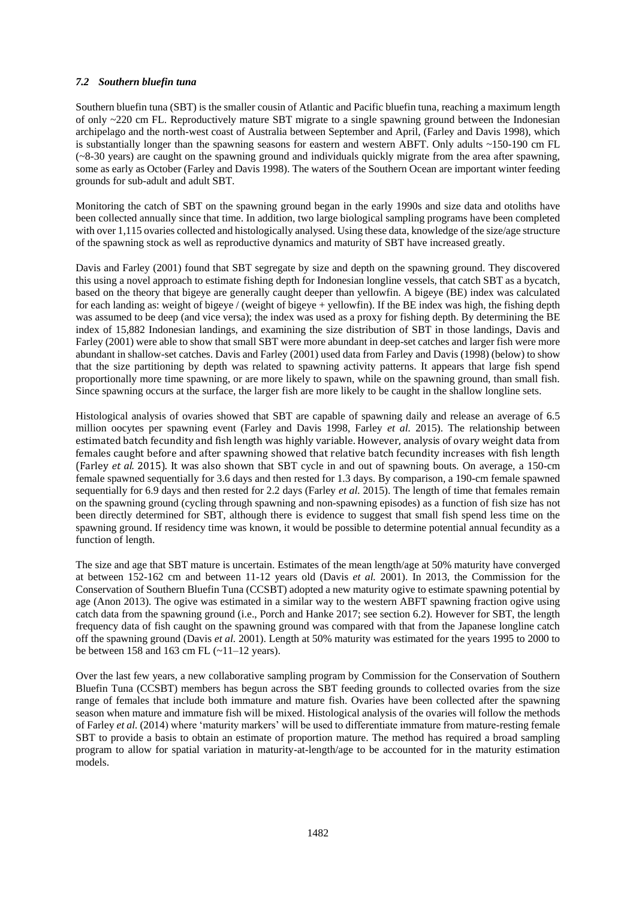### *7.2 Southern bluefin tuna*

Southern bluefin tuna (SBT) is the smaller cousin of Atlantic and Pacific bluefin tuna, reaching a maximum length of only ~220 cm FL. Reproductively mature SBT migrate to a single spawning ground between the Indonesian archipelago and the north-west coast of Australia between September and April, (Farley and Davis 1998), which is substantially longer than the spawning seasons for eastern and western ABFT. Only adults ~150-190 cm FL (~8-30 years) are caught on the spawning ground and individuals quickly migrate from the area after spawning, some as early as October (Farley and Davis 1998). The waters of the Southern Ocean are important winter feeding grounds for sub-adult and adult SBT.

Monitoring the catch of SBT on the spawning ground began in the early 1990s and size data and otoliths have been collected annually since that time. In addition, two large biological sampling programs have been completed with over 1,115 ovaries collected and histologically analysed. Using these data, knowledge of the size/age structure of the spawning stock as well as reproductive dynamics and maturity of SBT have increased greatly.

Davis and Farley (2001) found that SBT segregate by size and depth on the spawning ground. They discovered this using a novel approach to estimate fishing depth for Indonesian longline vessels, that catch SBT as a bycatch, based on the theory that bigeye are generally caught deeper than yellowfin. A bigeye (BE) index was calculated for each landing as: weight of bigeye / (weight of bigeye + yellowfin). If the BE index was high, the fishing depth was assumed to be deep (and vice versa); the index was used as a proxy for fishing depth. By determining the BE index of 15,882 Indonesian landings, and examining the size distribution of SBT in those landings, Davis and Farley (2001) were able to show that small SBT were more abundant in deep-set catches and larger fish were more abundant in shallow-set catches. Davis and Farley (2001) used data from Farley and Davis (1998) (below) to show that the size partitioning by depth was related to spawning activity patterns. It appears that large fish spend proportionally more time spawning, or are more likely to spawn, while on the spawning ground, than small fish. Since spawning occurs at the surface, the larger fish are more likely to be caught in the shallow longline sets.

Histological analysis of ovaries showed that SBT are capable of spawning daily and release an average of 6.5 million oocytes per spawning event (Farley and Davis 1998, Farley *et al.* 2015). The relationship between estimated batch fecundity and fish length was highly variable. However, analysis of ovary weight data from females caught before and after spawning showed that relative batch fecundity increases with fish length (Farley *et al.* 2015). It was also shown that SBT cycle in and out of spawning bouts. On average, a 150-cm female spawned sequentially for 3.6 days and then rested for 1.3 days. By comparison, a 190-cm female spawned sequentially for 6.9 days and then rested for 2.2 days (Farley *et al.* 2015). The length of time that females remain on the spawning ground (cycling through spawning and non-spawning episodes) as a function of fish size has not been directly determined for SBT, although there is evidence to suggest that small fish spend less time on the spawning ground. If residency time was known, it would be possible to determine potential annual fecundity as a function of length.

The size and age that SBT mature is uncertain. Estimates of the mean length/age at 50% maturity have converged at between 152-162 cm and between 11-12 years old (Davis *et al.* 2001). In 2013, the Commission for the Conservation of Southern Bluefin Tuna (CCSBT) adopted a new maturity ogive to estimate spawning potential by age (Anon 2013). The ogive was estimated in a similar way to the western ABFT spawning fraction ogive using catch data from the spawning ground (i.e., Porch and Hanke 2017; see section 6.2). However for SBT, the length frequency data of fish caught on the spawning ground was compared with that from the Japanese longline catch off the spawning ground (Davis *et al.* 2001). Length at 50% maturity was estimated for the years 1995 to 2000 to be between 158 and 163 cm FL (~11–12 years).

Over the last few years, a new collaborative sampling program by Commission for the Conservation of Southern Bluefin Tuna (CCSBT) members has begun across the SBT feeding grounds to collected ovaries from the size range of females that include both immature and mature fish. Ovaries have been collected after the spawning season when mature and immature fish will be mixed. Histological analysis of the ovaries will follow the methods of Farley *et al.* (2014) where 'maturity markers' will be used to differentiate immature from mature-resting female SBT to provide a basis to obtain an estimate of proportion mature. The method has required a broad sampling program to allow for spatial variation in maturity-at-length/age to be accounted for in the maturity estimation models.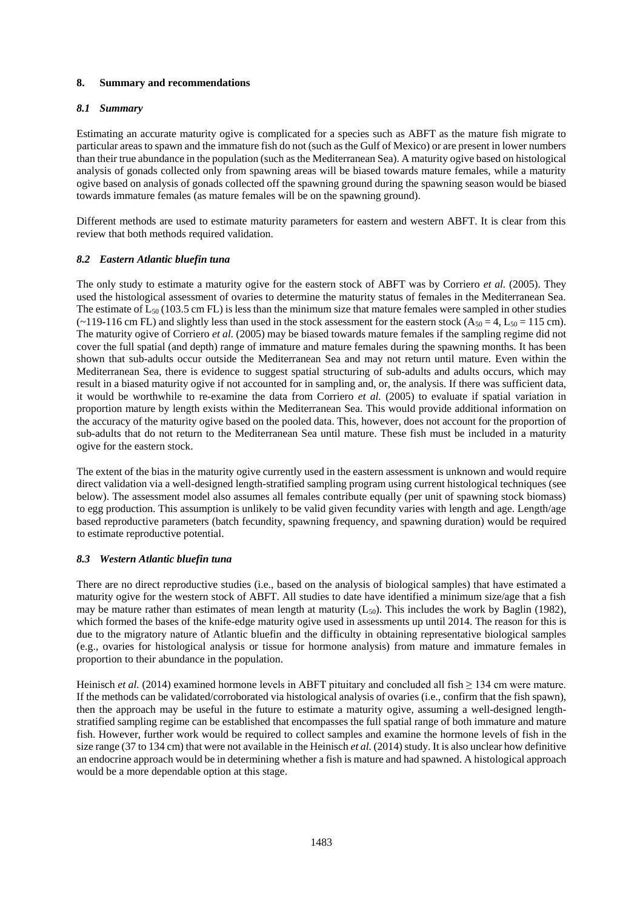## 8. Summary and recommendations

### *8.1 Summary*

Estimating an accurate maturity ogive is complicated for a species such as ABFT as the mature fish migrate to particular areas to spawn and the immature fish do not (such as the Gulf of Mexico) or are present in lower numbers than their true abundance in the population (such as the Mediterranean Sea). A maturity ogive based on histological analysis of gonads collected only from spawning areas will be biased towards mature females, while a maturity ogive based on analysis of gonads collected off the spawning ground during the spawning season would be biased towards immature females (as mature females will be on the spawning ground).

Different methods are used to estimate maturity parameters for eastern and western ABFT. It is clear from this review that both methods required validation.

### *8.2 Eastern Atlantic bluefin tuna*

The only study to estimate a maturity ogive for the eastern stock of ABFT was by Corriero *et al.* (2005). They used the histological assessment of ovaries to determine the maturity status of females in the Mediterranean Sea. The estimate of $L_{50}$ (103.5 cm FL) is less than the minimum size that mature females were sampled in other studies (~119-116 cm FL) and slightly less than used in the stock assessment for the eastern stock ($A_{50} = 4$, $L_{50} = 115$ cm). The maturity ogive of Corriero *et al.* (2005) may be biased towards mature females if the sampling regime did not cover the full spatial (and depth) range of immature and mature females during the spawning months. It has been shown that sub-adults occur outside the Mediterranean Sea and may not return until mature. Even within the Mediterranean Sea, there is evidence to suggest spatial structuring of sub-adults and adults occurs, which may result in a biased maturity ogive if not accounted for in sampling and, or, the analysis. If there was sufficient data, it would be worthwhile to re-examine the data from Corriero *et al.* (2005) to evaluate if spatial variation in proportion mature by length exists within the Mediterranean Sea. This would provide additional information on the accuracy of the maturity ogive based on the pooled data. This, however, does not account for the proportion of sub-adults that do not return to the Mediterranean Sea until mature. These fish must be included in a maturity ogive for the eastern stock.

The extent of the bias in the maturity ogive currently used in the eastern assessment is unknown and would require direct validation via a well-designed length-stratified sampling program using current histological techniques (see below). The assessment model also assumes all females contribute equally (per unit of spawning stock biomass) to egg production. This assumption is unlikely to be valid given fecundity varies with length and age. Length/age based reproductive parameters (batch fecundity, spawning frequency, and spawning duration) would be required to estimate reproductive potential.

### *8.3 Western Atlantic bluefin tuna*

There are no direct reproductive studies (i.e., based on the analysis of biological samples) that have estimated a maturity ogive for the western stock of ABFT. All studies to date have identified a minimum size/age that a fish may be mature rather than estimates of mean length at maturity ($L_{50}$). This includes the work by Baglin (1982), which formed the bases of the knife-edge maturity ogive used in assessments up until 2014. The reason for this is due to the migratory nature of Atlantic bluefin and the difficulty in obtaining representative biological samples (e.g., ovaries for histological analysis or tissue for hormone analysis) from mature and immature females in proportion to their abundance in the population.

Heinisch *et al.* (2014) examined hormone levels in ABFT pituitary and concluded all fish ≥ 134 cm were mature. If the methods can be validated/corroborated via histological analysis of ovaries (i.e., confirm that the fish spawn), then the approach may be useful in the future to estimate a maturity ogive, assuming a well-designed length-stratified sampling regime can be established that encompasses the full spatial range of both immature and mature fish. However, further work would be required to collect samples and examine the hormone levels of fish in the size range (37 to 134 cm) that were not available in the Heinisch *et al.* (2014) study. It is also unclear how definitive an endocrine approach would be in determining whether a fish is mature and had spawned. A histological approach would be a more dependable option at this stage.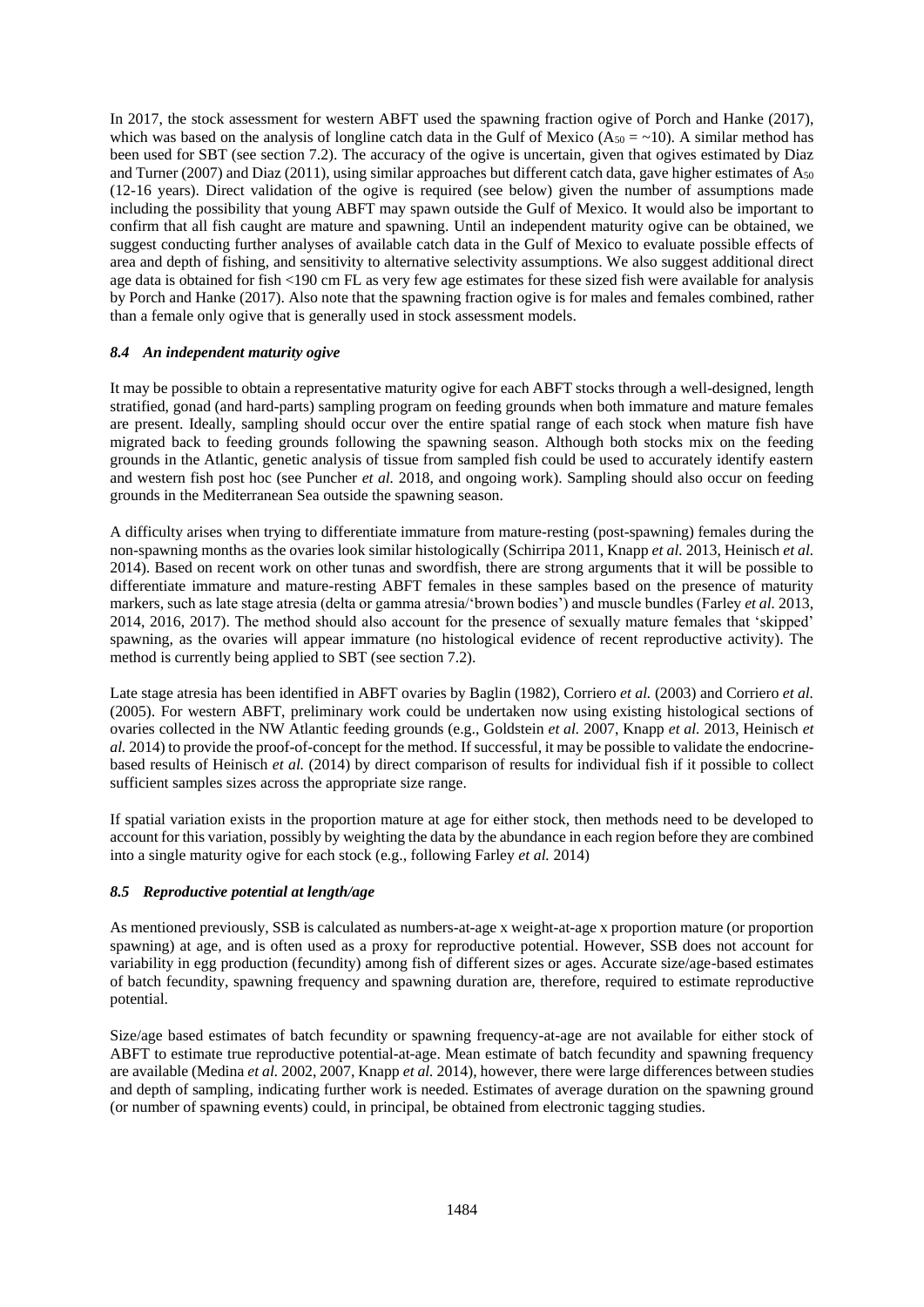In 2017, the stock assessment for western ABFT used the spawning fraction ogive of Porch and Hanke (2017), which was based on the analysis of longline catch data in the Gulf of Mexico ($A_{50}$ = ~10). A similar method has been used for SBT (see section 7.2). The accuracy of the ogive is uncertain, given that ogives estimated by Diaz and Turner (2007) and Diaz (2011), using similar approaches but different catch data, gave higher estimates of $A_{50}$ (12-16 years). Direct validation of the ogive is required (see below) given the number of assumptions made including the possibility that young ABFT may spawn outside the Gulf of Mexico. It would also be important to confirm that all fish caught are mature and spawning. Until an independent maturity ogive can be obtained, we suggest conducting further analyses of available catch data in the Gulf of Mexico to evaluate possible effects of area and depth of fishing, and sensitivity to alternative selectivity assumptions. We also suggest additional direct age data is obtained for fish <190 cm FL as very few age estimates for these sized fish were available for analysis by Porch and Hanke (2017). Also note that the spawning fraction ogive is for males and females combined, rather than a female only ogive that is generally used in stock assessment models.

### *8.4 An independent maturity ogive*

It may be possible to obtain a representative maturity ogive for each ABFT stocks through a well-designed, length stratified, gonad (and hard-parts) sampling program on feeding grounds when both immature and mature females are present. Ideally, sampling should occur over the entire spatial range of each stock when mature fish have migrated back to feeding grounds following the spawning season. Although both stocks mix on the feeding grounds in the Atlantic, genetic analysis of tissue from sampled fish could be used to accurately identify eastern and western fish post hoc (see Puncher *et al.* 2018, and ongoing work). Sampling should also occur on feeding grounds in the Mediterranean Sea outside the spawning season.

A difficulty arises when trying to differentiate immature from mature-resting (post-spawning) females during the non-spawning months as the ovaries look similar histologically (Schirripa 2011, Knapp *et al.* 2013, Heinisch *et al.* 2014). Based on recent work on other tunas and swordfish, there are strong arguments that it will be possible to differentiate immature and mature-resting ABFT females in these samples based on the presence of maturity markers, such as late stage atresia (delta or gamma atresia/'brown bodies') and muscle bundles (Farley *et al.* 2013, 2014, 2016, 2017). The method should also account for the presence of sexually mature females that 'skipped' spawning, as the ovaries will appear immature (no histological evidence of recent reproductive activity). The method is currently being applied to SBT (see section 7.2).

Late stage atresia has been identified in ABFT ovaries by Baglin (1982), Corriero *et al.* (2003) and Corriero *et al.* (2005). For western ABFT, preliminary work could be undertaken now using existing histological sections of ovaries collected in the NW Atlantic feeding grounds (e.g., Goldstein *et al.* 2007, Knapp *et al.* 2013, Heinisch *et al.* 2014) to provide the proof-of-concept for the method. If successful, it may be possible to validate the endocrine-based results of Heinisch *et al.* (2014) by direct comparison of results for individual fish if it possible to collect sufficient samples sizes across the appropriate size range.

If spatial variation exists in the proportion mature at age for either stock, then methods need to be developed to account for this variation, possibly by weighting the data by the abundance in each region before they are combined into a single maturity ogive for each stock (e.g., following Farley *et al.* 2014)

### *8.5 Reproductive potential at length/age*

As mentioned previously, SSB is calculated as numbers-at-age x weight-at-age x proportion mature (or proportion spawning) at age, and is often used as a proxy for reproductive potential. However, SSB does not account for variability in egg production (fecundity) among fish of different sizes or ages. Accurate size/age-based estimates of batch fecundity, spawning frequency and spawning duration are, therefore, required to estimate reproductive potential.

Size/age based estimates of batch fecundity or spawning frequency-at-age are not available for either stock of ABFT to estimate true reproductive potential-at-age. Mean estimate of batch fecundity and spawning frequency are available (Medina *et al.* 2002, 2007, Knapp *et al.* 2014), however, there were large differences between studies and depth of sampling, indicating further work is needed. Estimates of average duration on the spawning ground (or number of spawning events) could, in principal, be obtained from electronic tagging studies.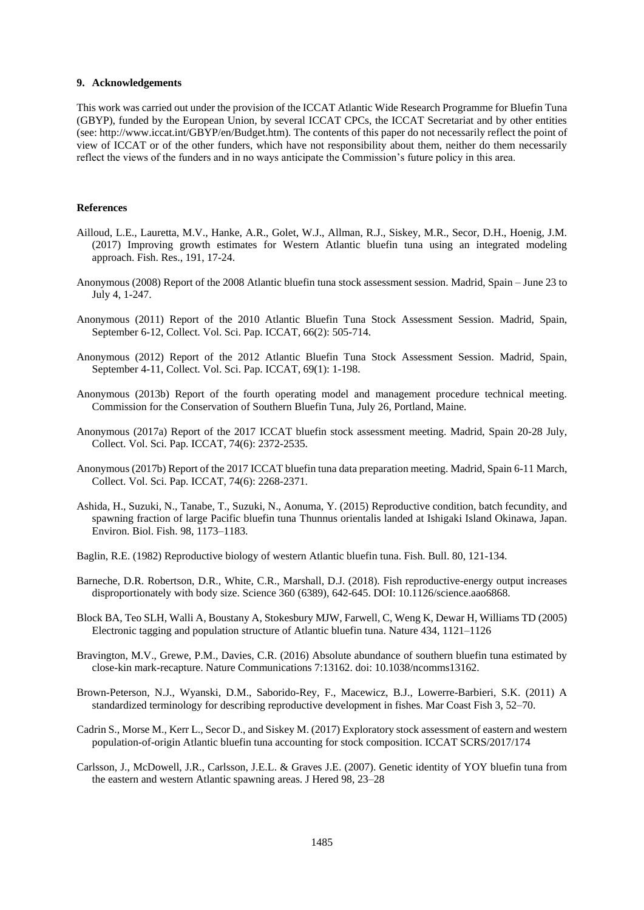## 9. Acknowledgements

This work was carried out under the provision of the ICCAT Atlantic Wide Research Programme for Bluefin Tuna (GBYP), funded by the European Union, by several ICCAT CPCs, the ICCAT Secretariat and by other entities (see: http://www.iccat.int/GBYP/en/Budget.htm). The contents of this paper do not necessarily reflect the point of view of ICCAT or of the other funders, which have not responsibility about them, neither do them necessarily reflect the views of the funders and in no ways anticipate the Commission's future policy in this area.

## References

Ailloud, L.E., Lauretta, M.V., Hanke, A.R., Golet, W.J., Allman, R.J., Siskey, M.R., Secor, D.H., Hoenig, J.M. (2017) Improving growth estimates for Western Atlantic bluefin tuna using an integrated modeling approach. Fish. Res., 191, 17-24.

Anonymous (2008) Report of the 2008 Atlantic bluefin tuna stock assessment session. Madrid, Spain – June 23 to July 4, 1-247.

Anonymous (2011) Report of the 2010 Atlantic Bluefin Tuna Stock Assessment Session. Madrid, Spain, September 6-12, Collect. Vol. Sci. Pap. ICCAT, 66(2): 505-714.

Anonymous (2012) Report of the 2012 Atlantic Bluefin Tuna Stock Assessment Session. Madrid, Spain, September 4-11, Collect. Vol. Sci. Pap. ICCAT, 69(1): 1-198.

Anonymous (2013b) Report of the fourth operating model and management procedure technical meeting. Commission for the Conservation of Southern Bluefin Tuna, July 26, Portland, Maine.

Anonymous (2017a) Report of the 2017 ICCAT bluefin stock assessment meeting. Madrid, Spain 20-28 July, Collect. Vol. Sci. Pap. ICCAT, 74(6): 2372-2535.

Anonymous (2017b) Report of the 2017 ICCAT bluefin tuna data preparation meeting. Madrid, Spain 6-11 March, Collect. Vol. Sci. Pap. ICCAT, 74(6): 2268-2371.

Ashida, H., Suzuki, N., Tanabe, T., Suzuki, N., Aonuma, Y. (2015) Reproductive condition, batch fecundity, and spawning fraction of large Pacific bluefin tuna Thunnus orientalis landed at Ishigaki Island Okinawa, Japan. Environ. Biol. Fish. 98, 1173–1183.

Baglin, R.E. (1982) Reproductive biology of western Atlantic bluefin tuna. Fish. Bull. 80, 121-134.

Barneche, D.R. Robertson, D.R., White, C.R., Marshall, D.J. (2018). Fish reproductive-energy output increases disproportionately with body size. Science 360 (6389), 642-645. DOI: 10.1126/science.aao6868.

Block BA, Teo SLH, Walli A, Boustany A, Stokesbury MJW, Farwell, C, Weng K, Dewar H, Williams TD (2005) Electronic tagging and population structure of Atlantic bluefin tuna. Nature 434, 1121–1126

Bravington, M.V., Grewe, P.M., Davies, C.R. (2016) Absolute abundance of southern bluefin tuna estimated by close-kin mark-recapture. Nature Communications 7:13162. doi: 10.1038/ncomms13162.

Brown-Peterson, N.J., Wyanski, D.M., Saborido-Rey, F., Macewicz, B.J., Lowerre-Barbieri, S.K. (2011) A standardized terminology for describing reproductive development in fishes. Mar Coast Fish 3, 52–70.

Cadrin S., Morse M., Kerr L., Secor D., and Siskey M. (2017) Exploratory stock assessment of eastern and western population-of-origin Atlantic bluefin tuna accounting for stock composition. ICCAT SCRS/2017/174

Carlsson, J., McDowell, J.R., Carlsson, J.E.L. & Graves J.E. (2007). Genetic identity of YOY bluefin tuna from the eastern and western Atlantic spawning areas. J Hered 98, 23–28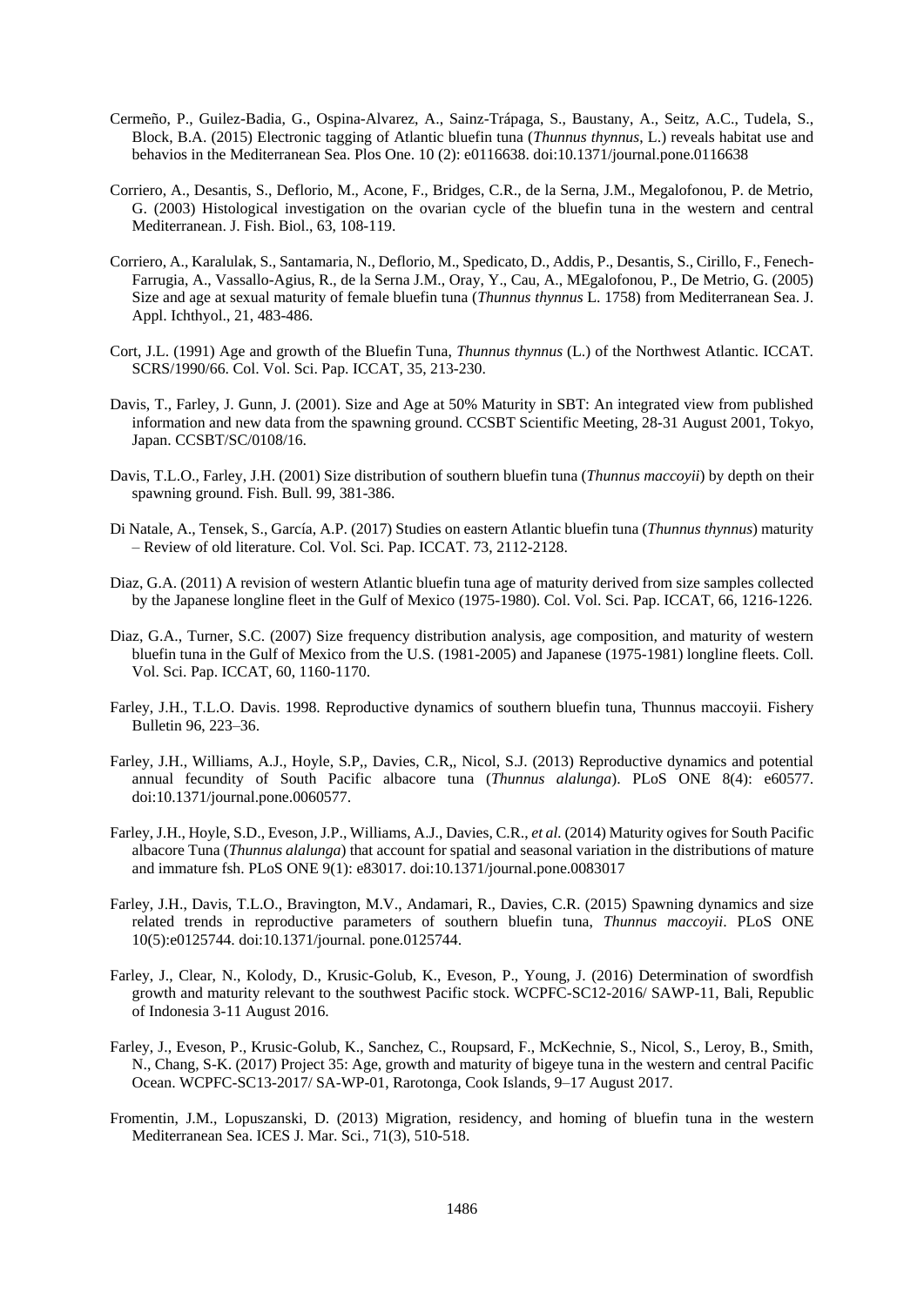Cermeño, P., Guilez-Badia, G., Ospina-Alvarez, A., Sainz-Trápaga, S., Baustany, A., Seitz, A.C., Tudela, S., Block, B.A. (2015) Electronic tagging of Atlantic bluefin tuna (*Thunnus thynnus*, L.) reveals habitat use and behavios in the Mediterranean Sea. Plos One. 10 (2): e0116638. doi:10.1371/journal.pone.0116638

Corriero, A., Desantis, S., Deflorio, M., Acone, F., Bridges, C.R., de la Serna, J.M., Megalofonou, P. de Metrio, G. (2003) Histological investigation on the ovarian cycle of the bluefin tuna in the western and central Mediterranean. J. Fish. Biol., 63, 108-119.

Corriero, A., Karalulak, S., Santamaria, N., Deflorio, M., Spedicato, D., Addis, P., Desantis, S., Cirillo, F., Fenech-Farrugia, A., Vassallo-Agius, R., de la Serna J.M., Oray, Y., Cau, A., MEgalofonou, P., De Metrio, G. (2005) Size and age at sexual maturity of female bluefin tuna (*Thunnus thynnus* L. 1758) from Mediterranean Sea. J. Appl. Ichthyol., 21, 483-486.

Cort, J.L. (1991) Age and growth of the Bluefin Tuna, *Thunnus thynnus* (L.) of the Northwest Atlantic. ICCAT. SCRS/1990/66. Col. Vol. Sci. Pap. ICCAT, 35, 213-230.

Davis, T., Farley, J. Gunn, J. (2001). Size and Age at 50% Maturity in SBT: An integrated view from published information and new data from the spawning ground. CCSBT Scientific Meeting, 28-31 August 2001, Tokyo, Japan. CCSBT/SC/0108/16.

Davis, T.L.O., Farley, J.H. (2001) Size distribution of southern bluefin tuna (*Thunnus maccoyii*) by depth on their spawning ground. Fish. Bull. 99, 381-386.

Di Natale, A., Tensek, S., García, A.P. (2017) Studies on eastern Atlantic bluefin tuna (*Thunnus thynnus*) maturity – Review of old literature. Col. Vol. Sci. Pap. ICCAT. 73, 2112-2128.

Diaz, G.A. (2011) A revision of western Atlantic bluefin tuna age of maturity derived from size samples collected by the Japanese longline fleet in the Gulf of Mexico (1975-1980). Col. Vol. Sci. Pap. ICCAT, 66, 1216-1226.

Diaz, G.A., Turner, S.C. (2007) Size frequency distribution analysis, age composition, and maturity of western bluefin tuna in the Gulf of Mexico from the U.S. (1981-2005) and Japanese (1975-1981) longline fleets. Coll. Vol. Sci. Pap. ICCAT, 60, 1160-1170.

Farley, J.H., T.L.O. Davis. 1998. Reproductive dynamics of southern bluefin tuna, Thunnus maccoyii. Fishery Bulletin 96, 223–36.

Farley, J.H., Williams, A.J., Hoyle, S.P,, Davies, C.R,, Nicol, S.J. (2013) Reproductive dynamics and potential annual fecundity of South Pacific albacore tuna (*Thunnus alalunga*). PLoS ONE 8(4): e60577. doi:10.1371/journal.pone.0060577.

Farley, J.H., Hoyle, S.D., Eveson, J.P., Williams, A.J., Davies, C.R., *et al.* (2014) Maturity ogives for South Pacific albacore Tuna (*Thunnus alalunga*) that account for spatial and seasonal variation in the distributions of mature and immature fsh. PLoS ONE 9(1): e83017. doi:10.1371/journal.pone.0083017

Farley, J.H., Davis, T.L.O., Bravington, M.V., Andamari, R., Davies, C.R. (2015) Spawning dynamics and size related trends in reproductive parameters of southern bluefin tuna, *Thunnus maccoyii*. PLoS ONE 10(5):e0125744. doi:10.1371/journal. pone.0125744.

Farley, J., Clear, N., Kolody, D., Krusic-Golub, K., Eveson, P., Young, J. (2016) Determination of swordfish growth and maturity relevant to the southwest Pacific stock. WCPFC-SC12-2016/ SAWP-11, Bali, Republic of Indonesia 3-11 August 2016.

Farley, J., Eveson, P., Krusic-Golub, K., Sanchez, C., Roupsard, F., McKechnie, S., Nicol, S., Leroy, B., Smith, N., Chang, S-K. (2017) Project 35: Age, growth and maturity of bigeye tuna in the western and central Pacific Ocean. WCPFC-SC13-2017/ SA-WP-01, Rarotonga, Cook Islands, 9–17 August 2017.

Fromentin, J.M., Lopuszanski, D. (2013) Migration, residency, and homing of bluefin tuna in the western Mediterranean Sea. ICES J. Mar. Sci., 71(3), 510-518.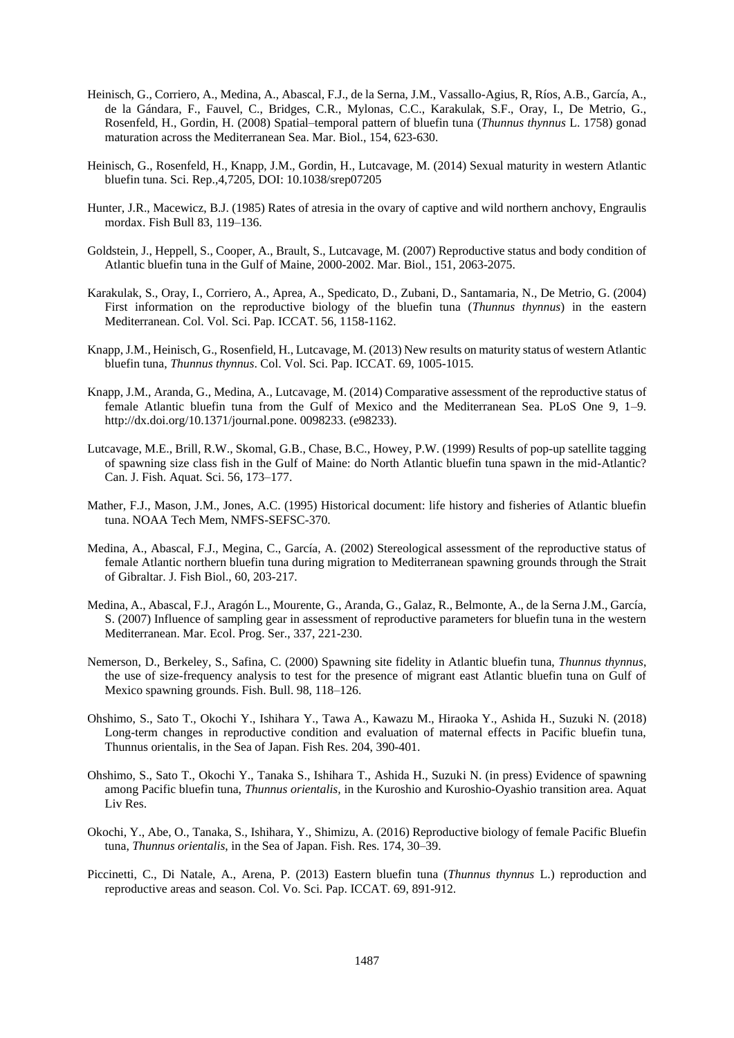Heinisch, G., Corriero, A., Medina, A., Abascal, F.J., de la Serna, J.M., Vassallo-Agius, R, Ríos, A.B., García, A., de la Gándara, F., Fauvel, C., Bridges, C.R., Mylonas, C.C., Karakulak, S.F., Oray, I., De Metrio, G., Rosenfeld, H., Gordin, H. (2008) Spatial–temporal pattern of bluefin tuna (*Thunnus thynnus* L. 1758) gonad maturation across the Mediterranean Sea. Mar. Biol., 154, 623-630.

Heinisch, G., Rosenfeld, H., Knapp, J.M., Gordin, H., Lutcavage, M. (2014) Sexual maturity in western Atlantic bluefin tuna. Sci. Rep.,4,7205, DOI: 10.1038/srep07205

Hunter, J.R., Macewicz, B.J. (1985) Rates of atresia in the ovary of captive and wild northern anchovy, Engraulis mordax. Fish Bull 83, 119–136.

Goldstein, J., Heppell, S., Cooper, A., Brault, S., Lutcavage, M. (2007) Reproductive status and body condition of Atlantic bluefin tuna in the Gulf of Maine, 2000-2002. Mar. Biol., 151, 2063-2075.

Karakulak, S., Oray, I., Corriero, A., Aprea, A., Spedicato, D., Zubani, D., Santamaria, N., De Metrio, G. (2004) First information on the reproductive biology of the bluefin tuna (*Thunnus thynnus*) in the eastern Mediterranean. Col. Vol. Sci. Pap. ICCAT. 56, 1158-1162.

Knapp, J.M., Heinisch, G., Rosenfield, H., Lutcavage, M. (2013) New results on maturity status of western Atlantic bluefin tuna, *Thunnus thynnus*. Col. Vol. Sci. Pap. ICCAT. 69, 1005-1015.

Knapp, J.M., Aranda, G., Medina, A., Lutcavage, M. (2014) Comparative assessment of the reproductive status of female Atlantic bluefin tuna from the Gulf of Mexico and the Mediterranean Sea. PLoS One 9, 1–9. http://dx.doi.org/10.1371/journal.pone. 0098233. (e98233).

Lutcavage, M.E., Brill, R.W., Skomal, G.B., Chase, B.C., Howey, P.W. (1999) Results of pop-up satellite tagging of spawning size class fish in the Gulf of Maine: do North Atlantic bluefin tuna spawn in the mid-Atlantic? Can. J. Fish. Aquat. Sci. 56, 173–177.

Mather, F.J., Mason, J.M., Jones, A.C. (1995) Historical document: life history and fisheries of Atlantic bluefin tuna. NOAA Tech Mem, NMFS-SEFSC-370.

Medina, A., Abascal, F.J., Megina, C., García, A. (2002) Stereological assessment of the reproductive status of female Atlantic northern bluefin tuna during migration to Mediterranean spawning grounds through the Strait of Gibraltar. J. Fish Biol., 60, 203-217.

Medina, A., Abascal, F.J., Aragón L., Mourente, G., Aranda, G., Galaz, R., Belmonte, A., de la Serna J.M., García, S. (2007) Influence of sampling gear in assessment of reproductive parameters for bluefin tuna in the western Mediterranean. Mar. Ecol. Prog. Ser., 337, 221-230.

Nemerson, D., Berkeley, S., Safina, C. (2000) Spawning site fidelity in Atlantic bluefin tuna, *Thunnus thynnus*, the use of size-frequency analysis to test for the presence of migrant east Atlantic bluefin tuna on Gulf of Mexico spawning grounds. Fish. Bull. 98, 118–126.

Ohshimo, S., Sato T., Okochi Y., Ishihara Y., Tawa A., Kawazu M., Hiraoka Y., Ashida H., Suzuki N. (2018) Long-term changes in reproductive condition and evaluation of maternal effects in Pacific bluefin tuna, Thunnus orientalis, in the Sea of Japan. Fish Res. 204, 390-401.

Ohshimo, S., Sato T., Okochi Y., Tanaka S., Ishihara T., Ashida H., Suzuki N. (in press) Evidence of spawning among Pacific bluefin tuna, *Thunnus orientalis*, in the Kuroshio and Kuroshio-Oyashio transition area. Aquat Liv Res.

Okochi, Y., Abe, O., Tanaka, S., Ishihara, Y., Shimizu, A. (2016) Reproductive biology of female Pacific Bluefin tuna, *Thunnus orientalis*, in the Sea of Japan. Fish. Res. 174, 30–39.

Piccinetti, C., Di Natale, A., Arena, P. (2013) Eastern bluefin tuna (*Thunnus thynnus* L.) reproduction and reproductive areas and season. Col. Vo. Sci. Pap. ICCAT. 69, 891-912.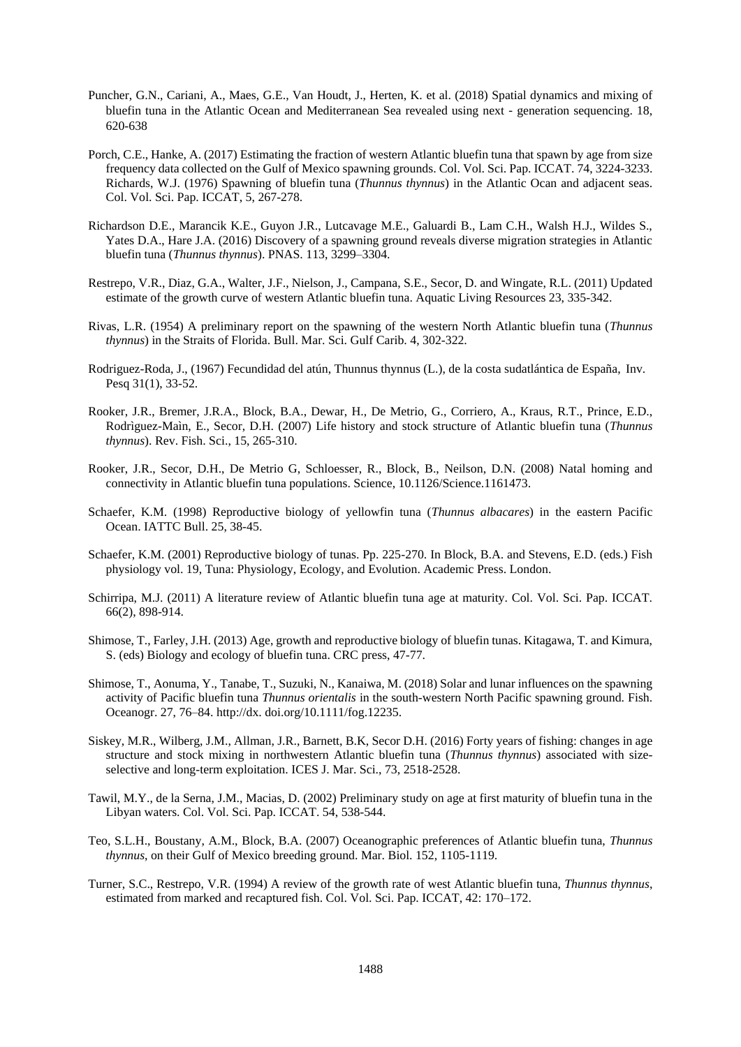Puncher, G.N., Cariani, A., Maes, G.E., Van Houdt, J., Herten, K. et al. (2018) Spatial dynamics and mixing of bluefin tuna in the Atlantic Ocean and Mediterranean Sea revealed using next - generation sequencing. 18, 620-638

Porch, C.E., Hanke, A. (2017) Estimating the fraction of western Atlantic bluefin tuna that spawn by age from size frequency data collected on the Gulf of Mexico spawning grounds. Col. Vol. Sci. Pap. ICCAT. 74, 3224-3233. Richards, W.J. (1976) Spawning of bluefin tuna (*Thunnus thynnus*) in the Atlantic Ocan and adjacent seas. Col. Vol. Sci. Pap. ICCAT, 5, 267-278.

Richardson D.E., Marancik K.E., Guyon J.R., Lutcavage M.E., Galuardi B., Lam C.H., Walsh H.J., Wildes S., Yates D.A., Hare J.A. (2016) Discovery of a spawning ground reveals diverse migration strategies in Atlantic bluefin tuna (*Thunnus thynnus*). PNAS. 113, 3299–3304.

Restrepo, V.R., Diaz, G.A., Walter, J.F., Nielson, J., Campana, S.E., Secor, D. and Wingate, R.L. (2011) Updated estimate of the growth curve of western Atlantic bluefin tuna. Aquatic Living Resources 23, 335-342.

Rivas, L.R. (1954) A preliminary report on the spawning of the western North Atlantic bluefin tuna (*Thunnus thynnus*) in the Straits of Florida. Bull. Mar. Sci. Gulf Carib. 4, 302-322.

Rodriguez-Roda, J., (1967) Fecundidad del atún, Thunnus thynnus (L.), de la costa sudatlántica de España, Inv. Pesq 31(1), 33-52.

Rooker, J.R., Bremer, J.R.A., Block, B.A., Dewar, H., De Metrio, G., Corriero, A., Kraus, R.T., Prince, E.D., Rodrìguez-Maìn, E., Secor, D.H. (2007) Life history and stock structure of Atlantic bluefin tuna (*Thunnus thynnus*). Rev. Fish. Sci., 15, 265-310.

Rooker, J.R., Secor, D.H., De Metrio G, Schloesser, R., Block, B., Neilson, D.N. (2008) Natal homing and connectivity in Atlantic bluefin tuna populations. Science, 10.1126/Science.1161473.

Schaefer, K.M. (1998) Reproductive biology of yellowfin tuna (*Thunnus albacares*) in the eastern Pacific Ocean. IATTC Bull. 25, 38-45.

Schaefer, K.M. (2001) Reproductive biology of tunas. Pp. 225-270. In Block, B.A. and Stevens, E.D. (eds.) Fish physiology vol. 19, Tuna: Physiology, Ecology, and Evolution. Academic Press. London.

Schirripa, M.J. (2011) A literature review of Atlantic bluefin tuna age at maturity. Col. Vol. Sci. Pap. ICCAT. 66(2), 898-914.

Shimose, T., Farley, J.H. (2013) Age, growth and reproductive biology of bluefin tunas. Kitagawa, T. and Kimura, S. (eds) Biology and ecology of bluefin tuna. CRC press, 47-77.

Shimose, T., Aonuma, Y., Tanabe, T., Suzuki, N., Kanaiwa, M. (2018) Solar and lunar influences on the spawning activity of Pacific bluefin tuna *Thunnus orientalis* in the south-western North Pacific spawning ground. Fish. Oceanogr. 27, 76–84. http://dx. doi.org/10.1111/fog.12235.

Siskey, M.R., Wilberg, J.M., Allman, J.R., Barnett, B.K, Secor D.H. (2016) Forty years of fishing: changes in age structure and stock mixing in northwestern Atlantic bluefin tuna (*Thunnus thynnus*) associated with size-selective and long-term exploitation. ICES J. Mar. Sci., 73, 2518-2528.

Tawil, M.Y., de la Serna, J.M., Macias, D. (2002) Preliminary study on age at first maturity of bluefin tuna in the Libyan waters. Col. Vol. Sci. Pap. ICCAT. 54, 538-544.

Teo, S.L.H., Boustany, A.M., Block, B.A. (2007) Oceanographic preferences of Atlantic bluefin tuna, *Thunnus thynnus*, on their Gulf of Mexico breeding ground. Mar. Biol. 152, 1105-1119.

Turner, S.C., Restrepo, V.R. (1994) A review of the growth rate of west Atlantic bluefin tuna, *Thunnus thynnus*, estimated from marked and recaptured fish. Col. Vol. Sci. Pap. ICCAT, 42: 170–172.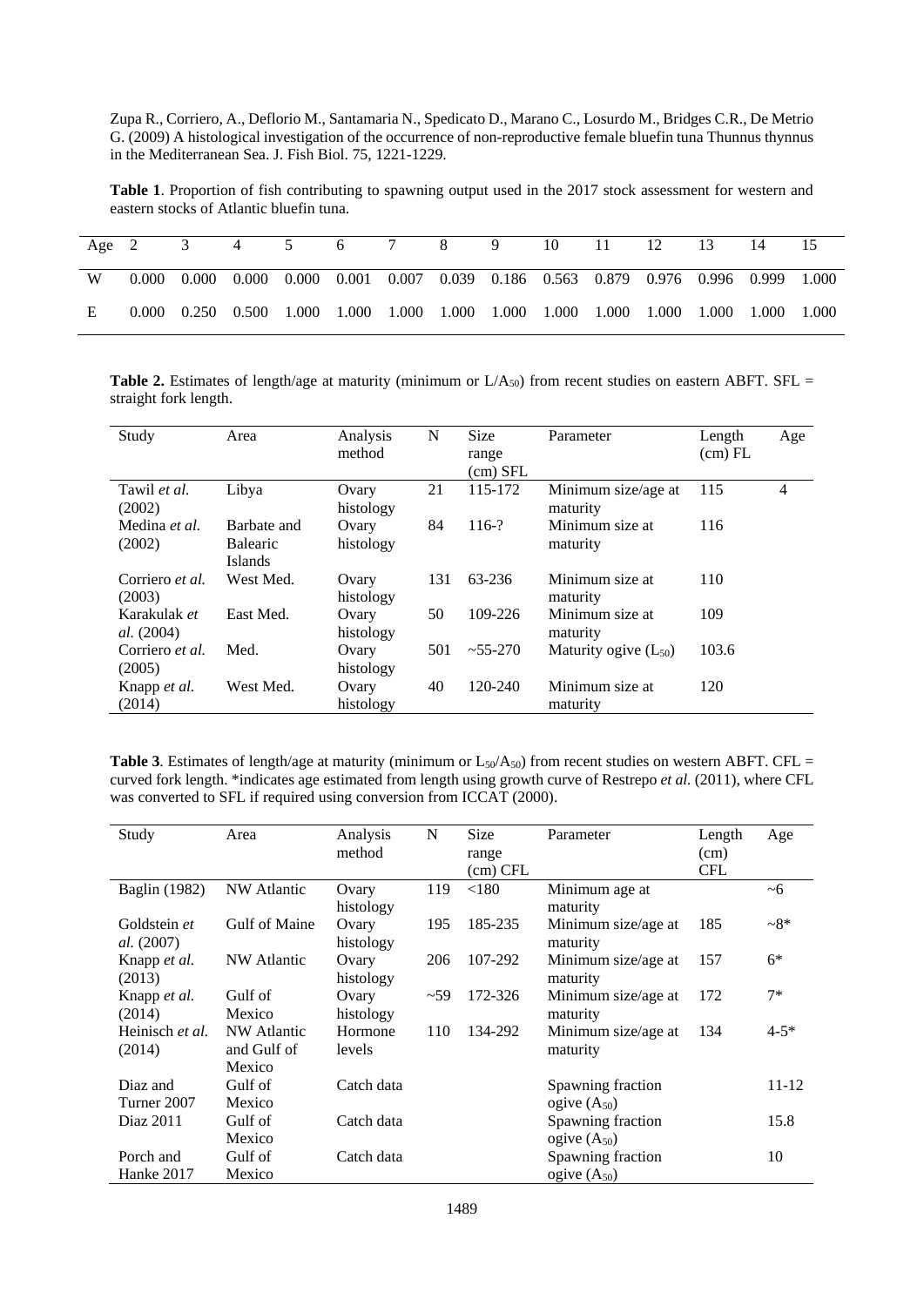Zupa R., Corriero, A., Deflorio M., Santamaria N., Spedicato D., Marano C., Losurdo M., Bridges C.R., De Metrio G. (2009) A histological investigation of the occurrence of non-reproductive female bluefin tuna Thunnus thynnus in the Mediterranean Sea. J. Fish Biol. 75, 1221-1229.

**Table 1**. Proportion of fish contributing to spawning output used in the 2017 stock assessment for western and eastern stocks of Atlantic bluefin tuna.

| Age | 2 | 3 | 4 | 5 | 6 | 7 | 8 | 9 | 10 | 11 | 12 | 13 | 14 | 15 |
|---|---|---|---|---|---|---|---|---|---|---|---|---|---|---|
| W | 0.000 | 0.000 | 0.000 | 0.000 | 0.001 | 0.007 | 0.039 | 0.186 | 0.563 | 0.879 | 0.976 | 0.996 | 0.999 | 1.000 |
| E | 0.000 | 0.250 | 0.500 | 1.000 | 1.000 | 1.000 | 1.000 | 1.000 | 1.000 | 1.000 | 1.000 | 1.000 | 1.000 | 1.000 |

**Table 2.** Estimates of length/age at maturity (minimum or $L/A_{50}$) from recent studies on eastern ABFT. SFL = straight fork length.

| Study | Area | Analysis method | N | Size range (cm) SFL | Parameter | Length (cm) FL | Age |
|---|---|---|---|---|---|---|---|
| Tawil *et al.* (2002) | Libya | Ovary histology | 21 | 115-172 | Minimum size/age at maturity | 115 | 4 |
| Medina *et al.* (2002) | Barbate and Balearic Islands | Ovary histology | 84 | 116-? | Minimum size at maturity | 116 | |
| Corriero *et al.* (2003) | West Med. | Ovary histology | 131 | 63-236 | Minimum size at maturity | 110 | |
| Karakulak *et al.* (2004) | East Med. | Ovary histology | 50 | 109-226 | Minimum size at maturity | 109 | |
| Corriero *et al.* (2005) | Med. | Ovary histology | 501 | ~55-270 | Maturity ogive ($L_{50}$) | 103.6 | |
| Knapp *et al.* (2014) | West Med. | Ovary histology | 40 | 120-240 | Minimum size at maturity | 120 | |

**Table 3**. Estimates of length/age at maturity (minimum or $L_{50}/A_{50}$) from recent studies on western ABFT. CFL = curved fork length. *indicates age estimated from length using growth curve of Restrepo *et al.* (2011), where CFL was converted to SFL if required using conversion from ICCAT (2000).

| Study | Area | Analysis method | N | Size range (cm) CFL | Parameter | Length (cm) CFL | Age |
|---|---|---|---|---|---|---|---|
| Baglin (1982) | NW Atlantic | Ovary histology | 119 | <180 | Minimum age at maturity | | ~6 |
| Goldstein *et al.* (2007) | Gulf of Maine | Ovary histology | 195 | 185-235 | Minimum size/age at maturity | 185 | ~8* |
| Knapp *et al.* (2013) | NW Atlantic | Ovary histology | 206 | 107-292 | Minimum size/age at maturity | 157 | 6* |
| Knapp *et al.* (2014) | Gulf of Mexico | Ovary histology | ~59 | 172-326 | Minimum size/age at maturity | 172 | 7* |
| Heinisch *et al.* (2014) | NW Atlantic and Gulf of Mexico | Hormone levels | 110 | 134-292 | Minimum size/age at maturity | 134 | 4-5* |
| Diaz and Turner 2007 | Gulf of Mexico | Catch data | | | Spawning fraction ogive ($A_{50}$) | | 11-12 |
| Diaz 2011 | Gulf of Mexico | Catch data | | | Spawning fraction ogive ($A_{50}$) | | 15.8 |
| Porch and Hanke 2017 | Gulf of Mexico | Catch data | | | Spawning fraction ogive ($A_{50}$) | | 10 |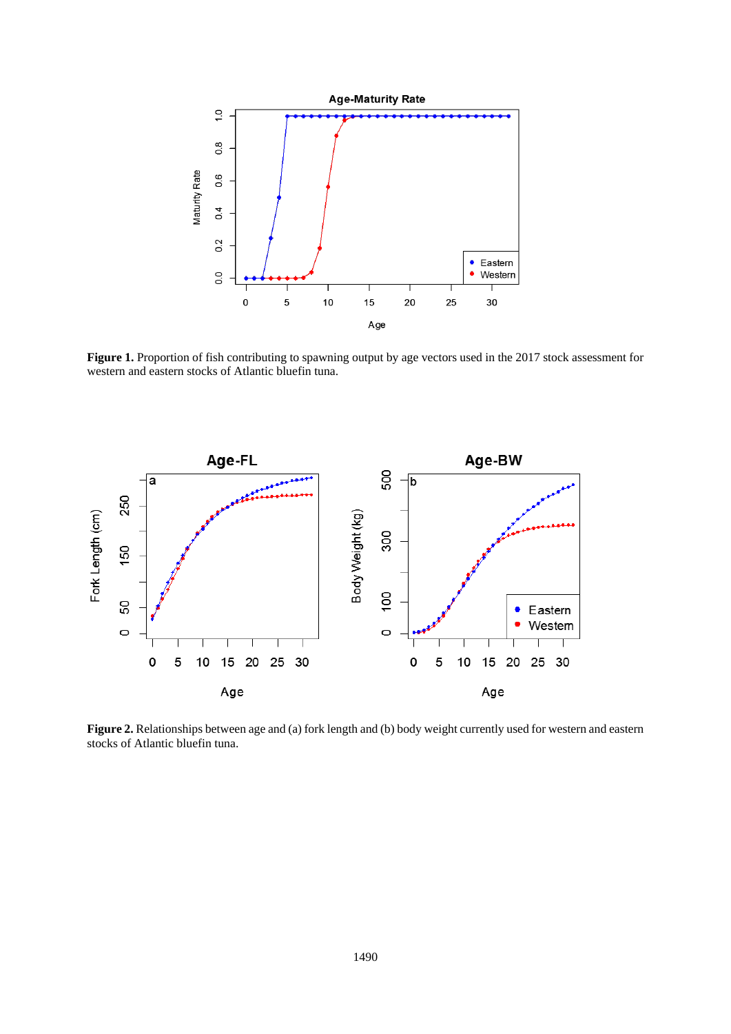**Figure 1.** Proportion of fish contributing to spawning output by age vectors used in the 2017 stock assessment for western and eastern stocks of Atlantic bluefin tuna.

**Figure 2.** Relationships between age and (a) fork length and (b) body weight currently used for western and eastern stocks of Atlantic bluefin tuna.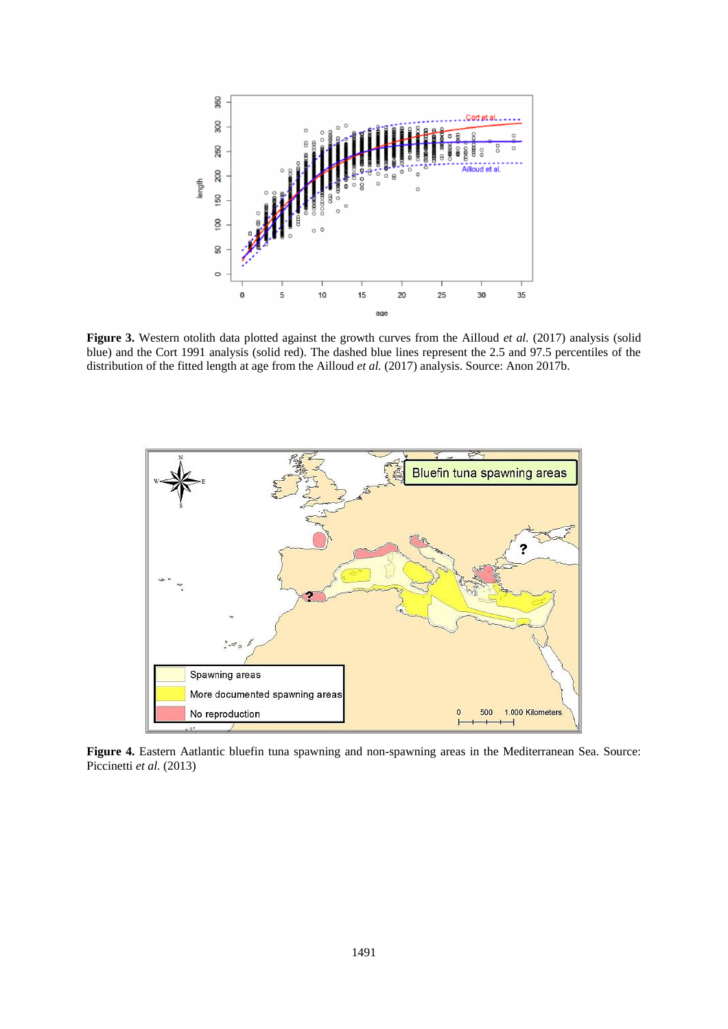**Figure 3.** Western otolith data plotted against the growth curves from the Ailloud *et al.* (2017) analysis (solid blue) and the Cort 1991 analysis (solid red). The dashed blue lines represent the 2.5 and 97.5 percentiles of the distribution of the fitted length at age from the Ailloud *et al.* (2017) analysis. Source: Anon 2017b.

**Figure 4.** Eastern Aatlantic bluefin tuna spawning and non-spawning areas in the Mediterranean Sea. Source: Piccinetti *et al.* (2013)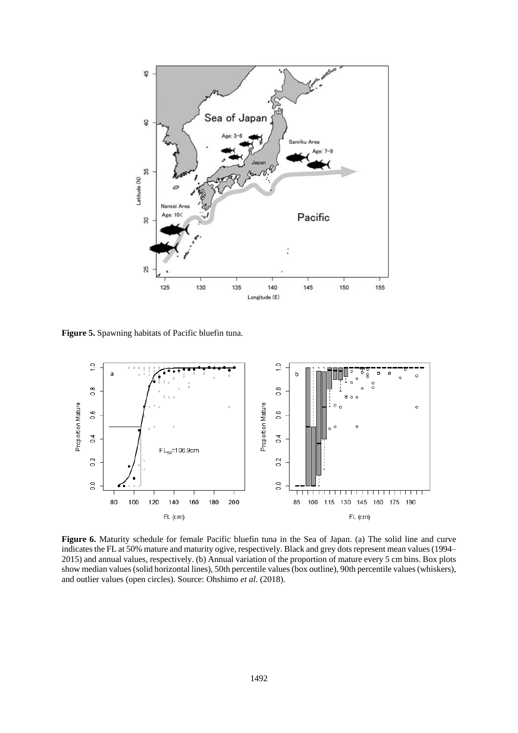**Figure 5.** Spawning habitats of Pacific bluefin tuna.

**Figure 6.** Maturity schedule for female Pacific bluefin tuna in the Sea of Japan. (a) The solid line and curve indicates the FL at 50% mature and maturity ogive, respectively. Black and grey dots represent mean values (1994–2015) and annual values, respectively. (b) Annual variation of the proportion of mature every 5 cm bins. Box plots show median values (solid horizontal lines), 50th percentile values (box outline), 90th percentile values (whiskers), and outlier values (open circles). Source: Ohshimo *et al.* (2018).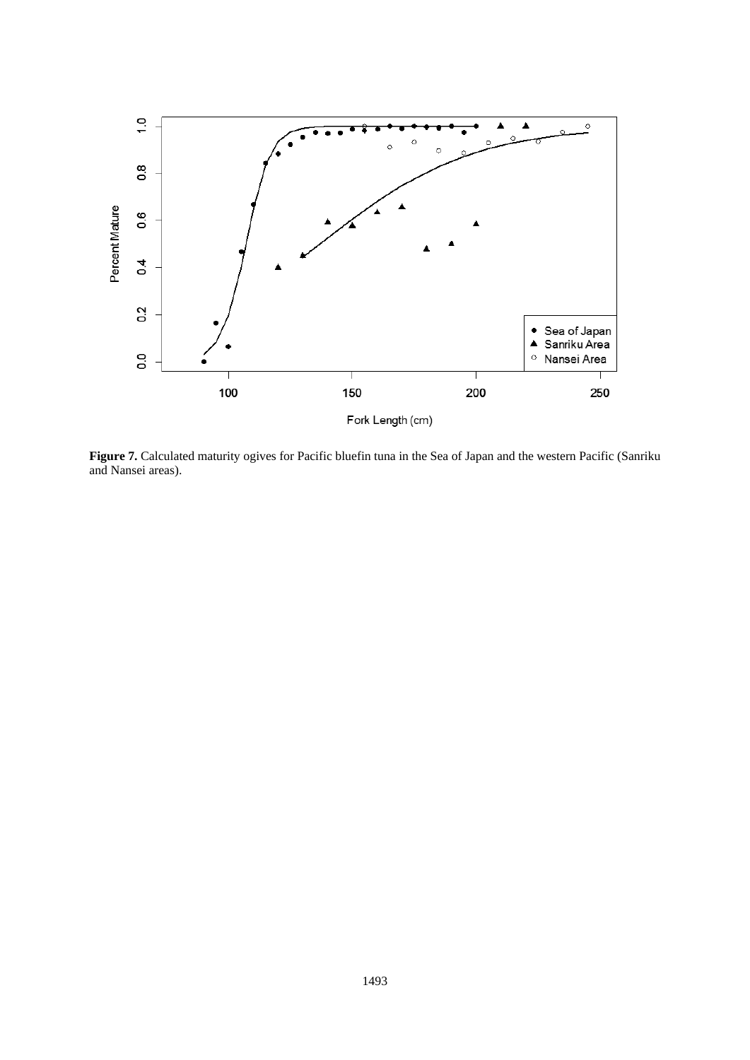Percent Mature

1.0
0.8
0.6
0.4
0.2
0.0

100
150
200
250

Fork Length (cm)

Sea of Japan
Sanriku Area
Nansei Area

**Figure 7.** Calculated maturity ogives for Pacific bluefin tuna in the Sea of Japan and the western Pacific (Sanriku and Nansei areas).